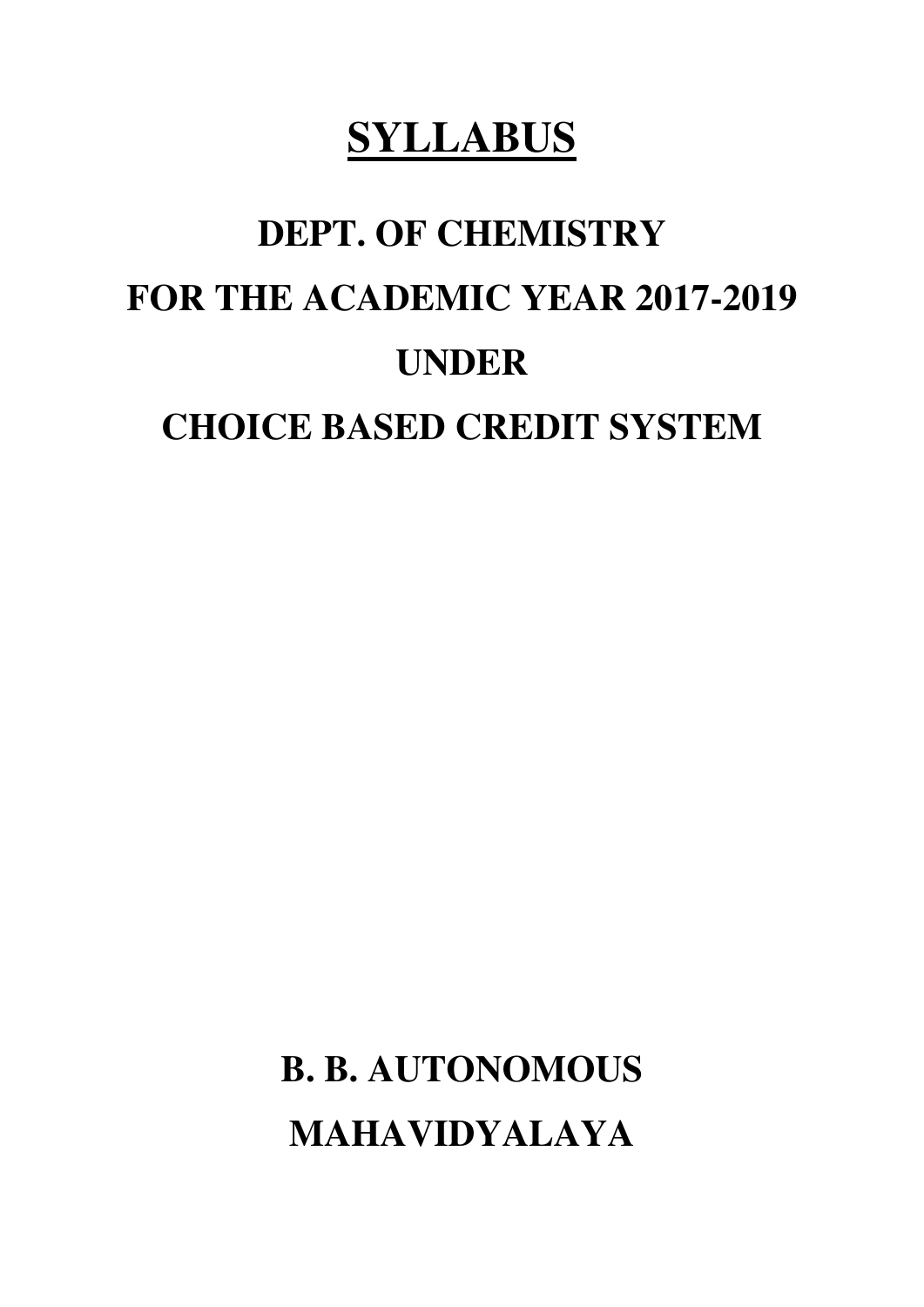# SYLLABUS

## DEPT. OF CHEMISTRY

## FOR THE ACADEMIC YEAR 2017-2019

## UNDER

## CHOICE BASED CREDIT SYSTEM

## B. B. AUTONOMOUS

## MAHAVIDYALAYA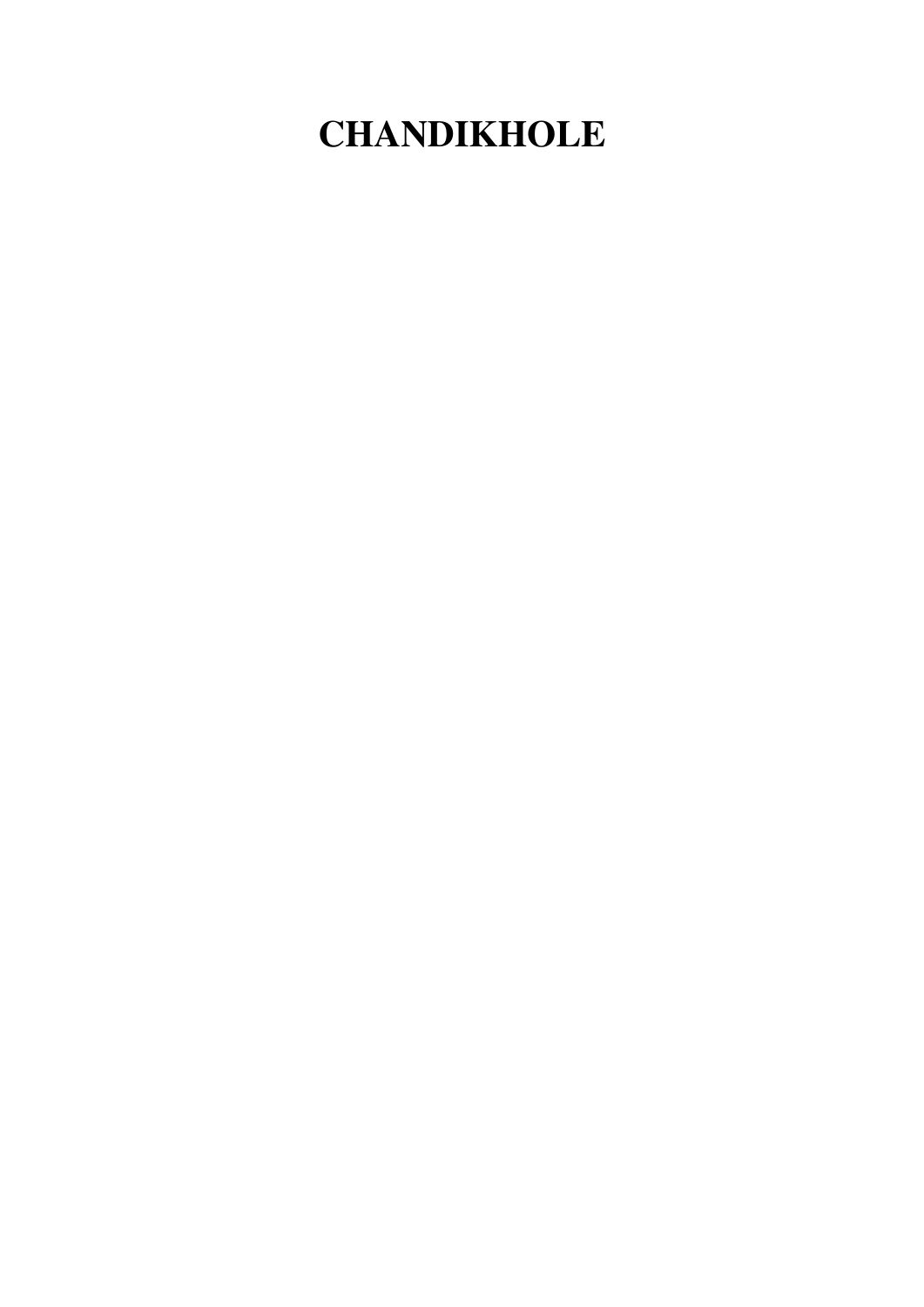# CHANDIKHOLE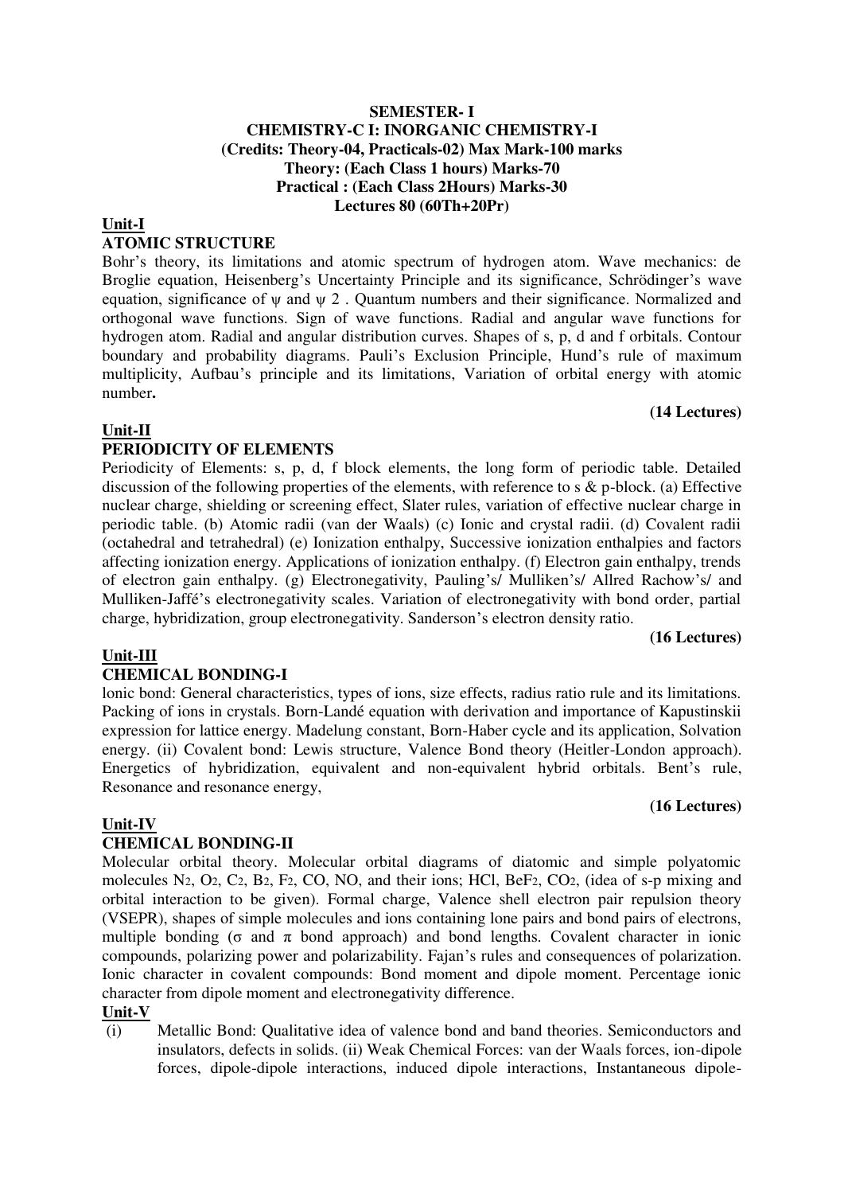**SEMESTER- I**
**CHEMISTRY-C I: INORGANIC CHEMISTRY-I**
**(Credits: Theory-04, Practicals-02) Max Mark-100 marks**
**Theory: (Each Class 1 hours) Marks-70**
**Practical : (Each Class 2Hours) Marks-30**
**Lectures 80 (60Th+20Pr)**

## Unit-I

### ATOMIC STRUCTURE

Bohr's theory, its limitations and atomic spectrum of hydrogen atom. Wave mechanics: de Broglie equation, Heisenberg's Uncertainty Principle and its significance, Schrödinger's wave equation, significance of $\psi$ and $\psi$ 2 . Quantum numbers and their significance. Normalized and orthogonal wave functions. Sign of wave functions. Radial and angular wave functions for hydrogen atom. Radial and angular distribution curves. Shapes of s, p, d and f orbitals. Contour boundary and probability diagrams. Pauli's Exclusion Principle, Hund's rule of maximum multiplicity, Aufbau's principle and its limitations, Variation of orbital energy with atomic number**.**

**(14 Lectures)**

## Unit-II

### PERIODICITY OF ELEMENTS

Periodicity of Elements: s, p, d, f block elements, the long form of periodic table. Detailed discussion of the following properties of the elements, with reference to s & p-block. (a) Effective nuclear charge, shielding or screening effect, Slater rules, variation of effective nuclear charge in periodic table. (b) Atomic radii (van der Waals) (c) Ionic and crystal radii. (d) Covalent radii (octahedral and tetrahedral) (e) Ionization enthalpy, Successive ionization enthalpies and factors affecting ionization energy. Applications of ionization enthalpy. (f) Electron gain enthalpy, trends of electron gain enthalpy. (g) Electronegativity, Pauling's/ Mulliken's/ Allred Rachow's/ and Mulliken-Jaffé's electronegativity scales. Variation of electronegativity with bond order, partial charge, hybridization, group electronegativity. Sanderson's electron density ratio.

**(16 Lectures)**

## Unit-III

### CHEMICAL BONDING-I

lonic bond: General characteristics, types of ions, size effects, radius ratio rule and its limitations. Packing of ions in crystals. Born-Landé equation with derivation and importance of Kapustinskii expression for lattice energy. Madelung constant, Born-Haber cycle and its application, Solvation energy. (ii) Covalent bond: Lewis structure, Valence Bond theory (Heitler-London approach). Energetics of hybridization, equivalent and non-equivalent hybrid orbitals. Bent's rule, Resonance and resonance energy,

**(16 Lectures)**

## Unit-IV

### CHEMICAL BONDING-II

Molecular orbital theory. Molecular orbital diagrams of diatomic and simple polyatomic molecules $N_2$, $O_2$, $C_2$, $B_2$, $F_2$, CO, NO, and their ions; HCl, $BeF_2$, $CO_2$, (idea of s-p mixing and orbital interaction to be given). Formal charge, Valence shell electron pair repulsion theory (VSEPR), shapes of simple molecules and ions containing lone pairs and bond pairs of electrons, multiple bonding ($\sigma$ and $\pi$ bond approach) and bond lengths. Covalent character in ionic compounds, polarizing power and polarizability. Fajan's rules and consequences of polarization. Ionic character in covalent compounds: Bond moment and dipole moment. Percentage ionic character from dipole moment and electronegativity difference.

## Unit-V

(i) Metallic Bond: Qualitative idea of valence bond and band theories. Semiconductors and insulators, defects in solids. (ii) Weak Chemical Forces: van der Waals forces, ion-dipole forces, dipole-dipole interactions, induced dipole interactions, Instantaneous dipole-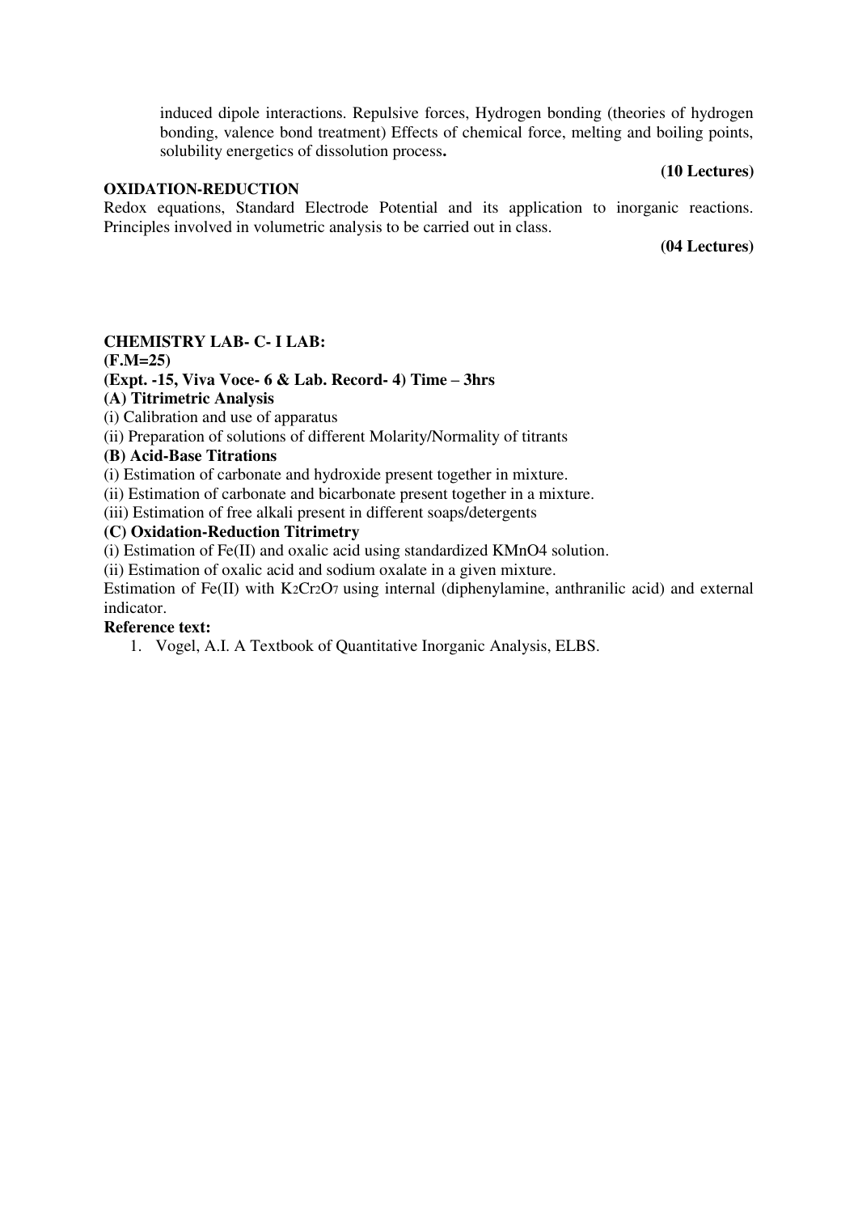induced dipole interactions. Repulsive forces, Hydrogen bonding (theories of hydrogen bonding, valence bond treatment) Effects of chemical force, melting and boiling points, solubility energetics of dissolution process**.**

**(10 Lectures)**

**OXIDATION-REDUCTION**

Redox equations, Standard Electrode Potential and its application to inorganic reactions. Principles involved in volumetric analysis to be carried out in class.

**(04 Lectures)**

**CHEMISTRY LAB- C- I LAB:**

**(F.M=25)**

**(Expt. -15, Viva Voce- 6 & Lab. Record- 4) Time – 3hrs**

**(A) Titrimetric Analysis**

(i) Calibration and use of apparatus

(ii) Preparation of solutions of different Molarity/Normality of titrants

**(B) Acid-Base Titrations**

(i) Estimation of carbonate and hydroxide present together in mixture.

(ii) Estimation of carbonate and bicarbonate present together in a mixture.

(iii) Estimation of free alkali present in different soaps/detergents

**(C) Oxidation-Reduction Titrimetry**

(i) Estimation of Fe(II) and oxalic acid using standardized $KMnO_4$ solution.

(ii) Estimation of oxalic acid and sodium oxalate in a given mixture.

Estimation of Fe(II) with $K_2Cr_2O_7$ using internal (diphenylamine, anthranilic acid) and external indicator.

**Reference text:**

1. Vogel, A.I. A Textbook of Quantitative Inorganic Analysis, ELBS.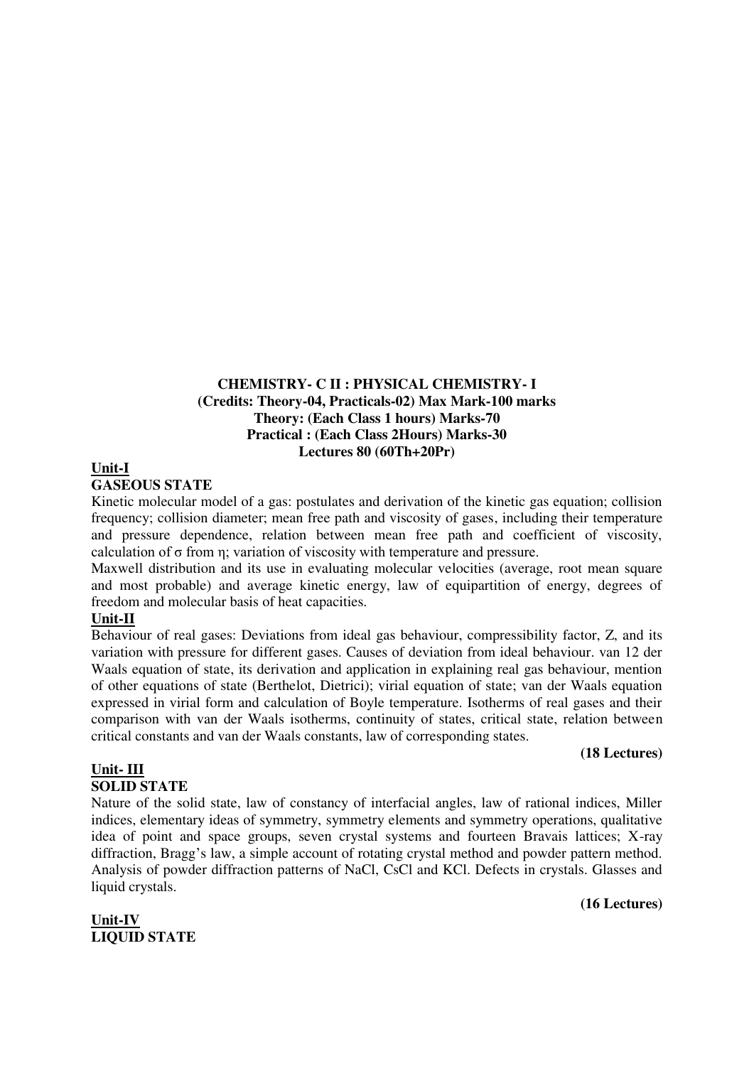**CHEMISTRY- C II : PHYSICAL CHEMISTRY- I**
**(Credits: Theory-04, Practicals-02) Max Mark-100 marks**
**Theory: (Each Class 1 hours) Marks-70**
**Practical : (Each Class 2Hours) Marks-30**
**Lectures 80 (60Th+20Pr)**

**Unit-I**

**GASEOUS STATE**

Kinetic molecular model of a gas: postulates and derivation of the kinetic gas equation; collision frequency; collision diameter; mean free path and viscosity of gases, including their temperature and pressure dependence, relation between mean free path and coefficient of viscosity, calculation of $\sigma$ from $\eta$; variation of viscosity with temperature and pressure.

Maxwell distribution and its use in evaluating molecular velocities (average, root mean square and most probable) and average kinetic energy, law of equipartition of energy, degrees of freedom and molecular basis of heat capacities.

**Unit-II**

Behaviour of real gases: Deviations from ideal gas behaviour, compressibility factor, Z, and its variation with pressure for different gases. Causes of deviation from ideal behaviour. van 12 der Waals equation of state, its derivation and application in explaining real gas behaviour, mention of other equations of state (Berthelot, Dietrici); virial equation of state; van der Waals equation expressed in virial form and calculation of Boyle temperature. Isotherms of real gases and their comparison with van der Waals isotherms, continuity of states, critical state, relation between critical constants and van der Waals constants, law of corresponding states.

**(18 Lectures)**

**Unit- III**

**SOLID STATE**

Nature of the solid state, law of constancy of interfacial angles, law of rational indices, Miller indices, elementary ideas of symmetry, symmetry elements and symmetry operations, qualitative idea of point and space groups, seven crystal systems and fourteen Bravais lattices; X-ray diffraction, Bragg's law, a simple account of rotating crystal method and powder pattern method. Analysis of powder diffraction patterns of NaCl, CsCl and KCl. Defects in crystals. Glasses and liquid crystals.

**(16 Lectures)**

**Unit-IV**

**LIQUID STATE**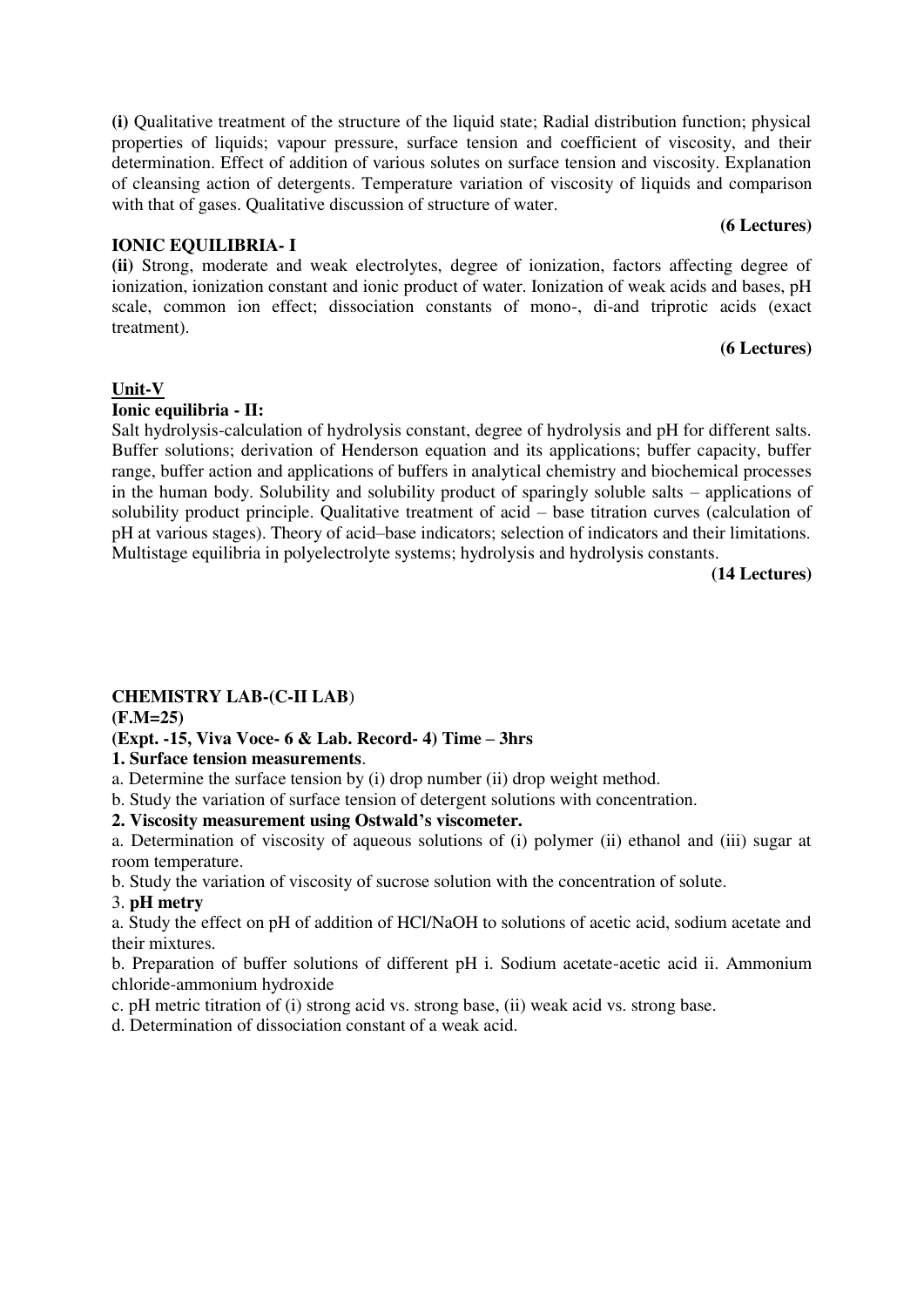**(i)** Qualitative treatment of the structure of the liquid state; Radial distribution function; physical properties of liquids; vapour pressure, surface tension and coefficient of viscosity, and their determination. Effect of addition of various solutes on surface tension and viscosity. Explanation of cleansing action of detergents. Temperature variation of viscosity of liquids and comparison with that of gases. Qualitative discussion of structure of water.

**(6 Lectures)**

**IONIC EQUILIBRIA- I**

**(ii)** Strong, moderate and weak electrolytes, degree of ionization, factors affecting degree of ionization, ionization constant and ionic product of water. Ionization of weak acids and bases, pH scale, common ion effect; dissociation constants of mono-, di-and triprotic acids (exact treatment).

**(6 Lectures)**

## Unit-V

**Ionic equilibria - II:**

Salt hydrolysis-calculation of hydrolysis constant, degree of hydrolysis and pH for different salts. Buffer solutions; derivation of Henderson equation and its applications; buffer capacity, buffer range, buffer action and applications of buffers in analytical chemistry and biochemical processes in the human body. Solubility and solubility product of sparingly soluble salts – applications of solubility product principle. Qualitative treatment of acid – base titration curves (calculation of pH at various stages). Theory of acid–base indicators; selection of indicators and their limitations. Multistage equilibria in polyelectrolyte systems; hydrolysis and hydrolysis constants.

**(14 Lectures)**

**CHEMISTRY LAB-(C-II LAB)**

**(F.M=25)**

**(Expt. -15, Viva Voce- 6 & Lab. Record- 4) Time – 3hrs**

**1. Surface tension measurements**.

a. Determine the surface tension by (i) drop number (ii) drop weight method.

b. Study the variation of surface tension of detergent solutions with concentration.

**2. Viscosity measurement using Ostwald's viscometer.**

a. Determination of viscosity of aqueous solutions of (i) polymer (ii) ethanol and (iii) sugar at room temperature.

b. Study the variation of viscosity of sucrose solution with the concentration of solute.

3. **pH metry**

a. Study the effect on pH of addition of HCl/NaOH to solutions of acetic acid, sodium acetate and their mixtures.

b. Preparation of buffer solutions of different pH i. Sodium acetate-acetic acid ii. Ammonium chloride-ammonium hydroxide

c. pH metric titration of (i) strong acid vs. strong base, (ii) weak acid vs. strong base.

d. Determination of dissociation constant of a weak acid.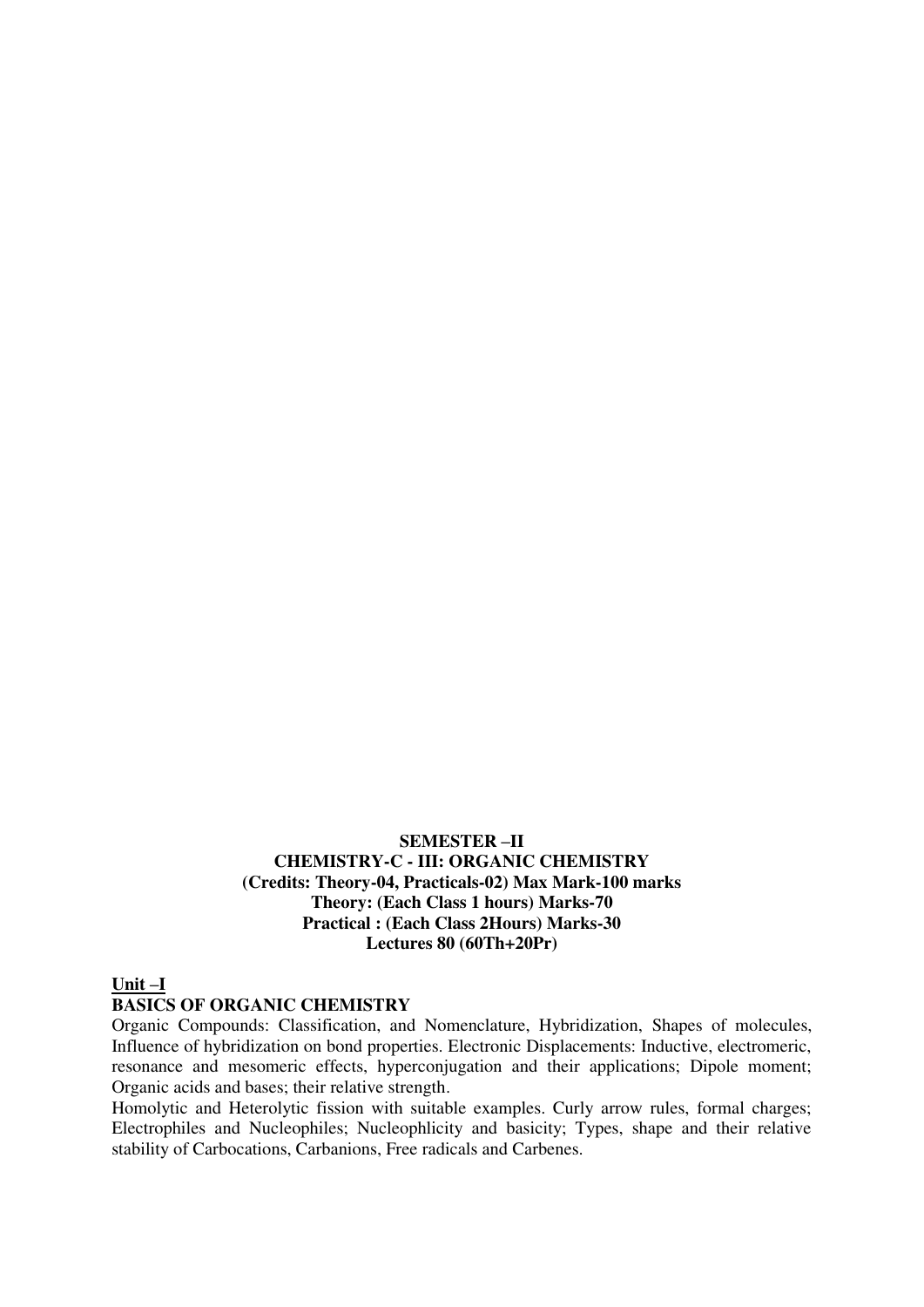**SEMESTER –II**
**CHEMISTRY-C - III: ORGANIC CHEMISTRY**
**(Credits: Theory-04, Practicals-02) Max Mark-100 marks**
**Theory: (Each Class 1 hours) Marks-70**
**Practical : (Each Class 2Hours) Marks-30**
**Lectures 80 (60Th+20Pr)**

**Unit –I**

**BASICS OF ORGANIC CHEMISTRY**

Organic Compounds: Classification, and Nomenclature, Hybridization, Shapes of molecules, Influence of hybridization on bond properties. Electronic Displacements: Inductive, electromeric, resonance and mesomeric effects, hyperconjugation and their applications; Dipole moment; Organic acids and bases; their relative strength.

Homolytic and Heterolytic fission with suitable examples. Curly arrow rules, formal charges; Electrophiles and Nucleophiles; Nucleophlicity and basicity; Types, shape and their relative stability of Carbocations, Carbanions, Free radicals and Carbenes.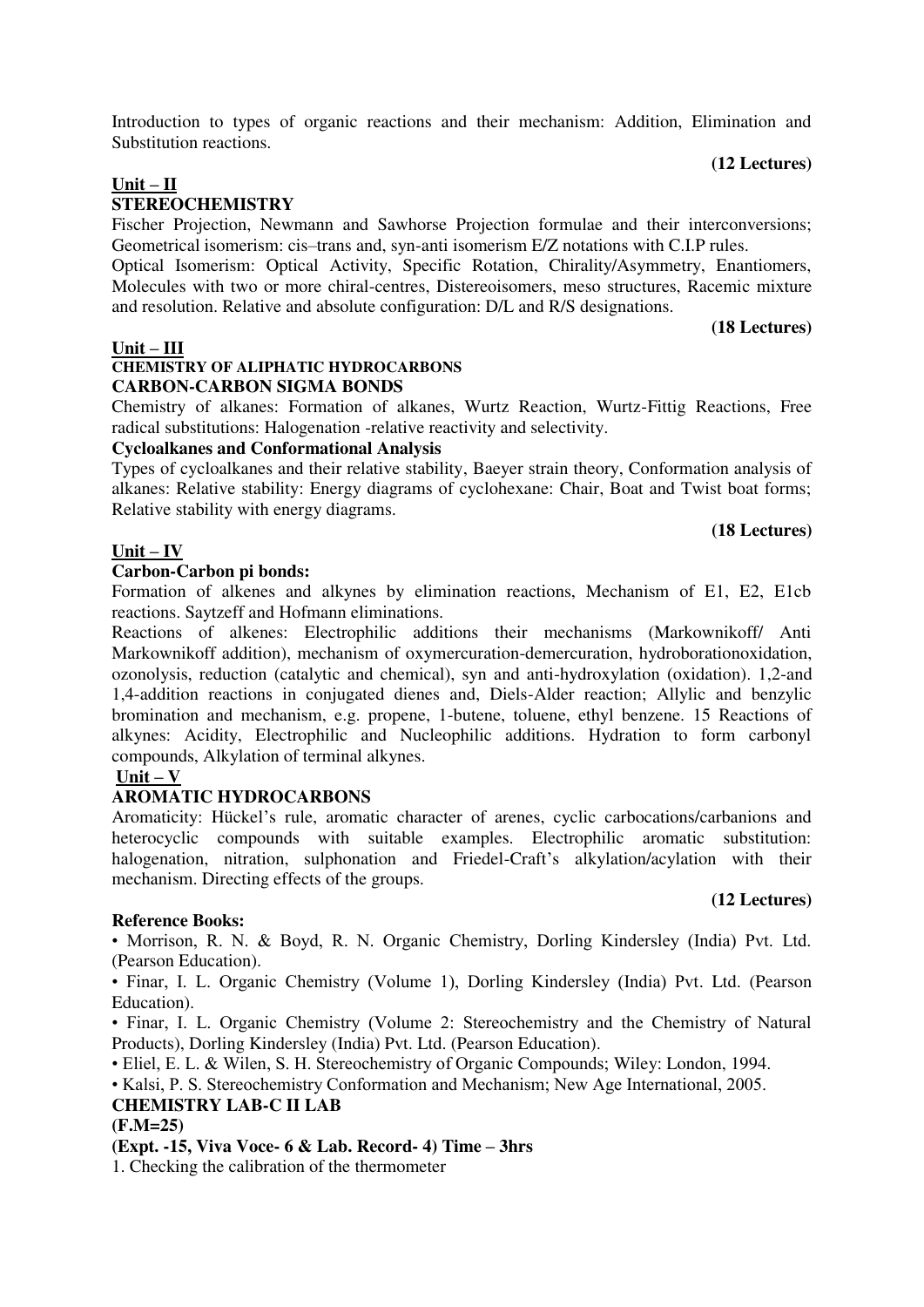Introduction to types of organic reactions and their mechanism: Addition, Elimination and Substitution reactions.

**(12 Lectures)**

## Unit – II

### STEREOCHEMISTRY

Fischer Projection, Newmann and Sawhorse Projection formulae and their interconversions; Geometrical isomerism: cis–trans and, syn-anti isomerism E/Z notations with C.I.P rules.

Optical Isomerism: Optical Activity, Specific Rotation, Chirality/Asymmetry, Enantiomers, Molecules with two or more chiral-centres, Distereoisomers, meso structures, Racemic mixture and resolution. Relative and absolute configuration: D/L and R/S designations.

**(18 Lectures)**

## Unit – III

### CHEMISTRY OF ALIPHATIC HYDROCARBONS

### CARBON-CARBON SIGMA BONDS

Chemistry of alkanes: Formation of alkanes, Wurtz Reaction, Wurtz-Fittig Reactions, Free radical substitutions: Halogenation -relative reactivity and selectivity.

**Cycloalkanes and Conformational Analysis**

Types of cycloalkanes and their relative stability, Baeyer strain theory, Conformation analysis of alkanes: Relative stability: Energy diagrams of cyclohexane: Chair, Boat and Twist boat forms; Relative stability with energy diagrams.

**(18 Lectures)**

## Unit – IV

**Carbon-Carbon pi bonds:**

Formation of alkenes and alkynes by elimination reactions, Mechanism of E1, E2, E1cb reactions. Saytzeff and Hofmann eliminations.

Reactions of alkenes: Electrophilic additions their mechanisms (Markownikoff/ Anti Markownikoff addition), mechanism of oxymercuration-demercuration, hydroborationoxidation, ozonolysis, reduction (catalytic and chemical), syn and anti-hydroxylation (oxidation). 1,2-and 1,4-addition reactions in conjugated dienes and, Diels-Alder reaction; Allylic and benzylic bromination and mechanism, e.g. propene, 1-butene, toluene, ethyl benzene. 15 Reactions of alkynes: Acidity, Electrophilic and Nucleophilic additions. Hydration to form carbonyl compounds, Alkylation of terminal alkynes.

## Unit – V

### AROMATIC HYDROCARBONS

Aromaticity: Hückel's rule, aromatic character of arenes, cyclic carbocations/carbanions and heterocyclic compounds with suitable examples. Electrophilic aromatic substitution: halogenation, nitration, sulphonation and Friedel-Craft's alkylation/acylation with their mechanism. Directing effects of the groups.

**(12 Lectures)**

**Reference Books:**

- Morrison, R. N. & Boyd, R. N. Organic Chemistry, Dorling Kindersley (India) Pvt. Ltd. (Pearson Education).
- Finar, I. L. Organic Chemistry (Volume 1), Dorling Kindersley (India) Pvt. Ltd. (Pearson Education).
- Finar, I. L. Organic Chemistry (Volume 2: Stereochemistry and the Chemistry of Natural Products), Dorling Kindersley (India) Pvt. Ltd. (Pearson Education).
- Eliel, E. L. & Wilen, S. H. Stereochemistry of Organic Compounds; Wiley: London, 1994.
- Kalsi, P. S. Stereochemistry Conformation and Mechanism; New Age International, 2005.

**CHEMISTRY LAB-C II LAB**

**(F.M=25)**

**(Expt. -15, Viva Voce- 6 & Lab. Record- 4) Time – 3hrs**

1. Checking the calibration of the thermometer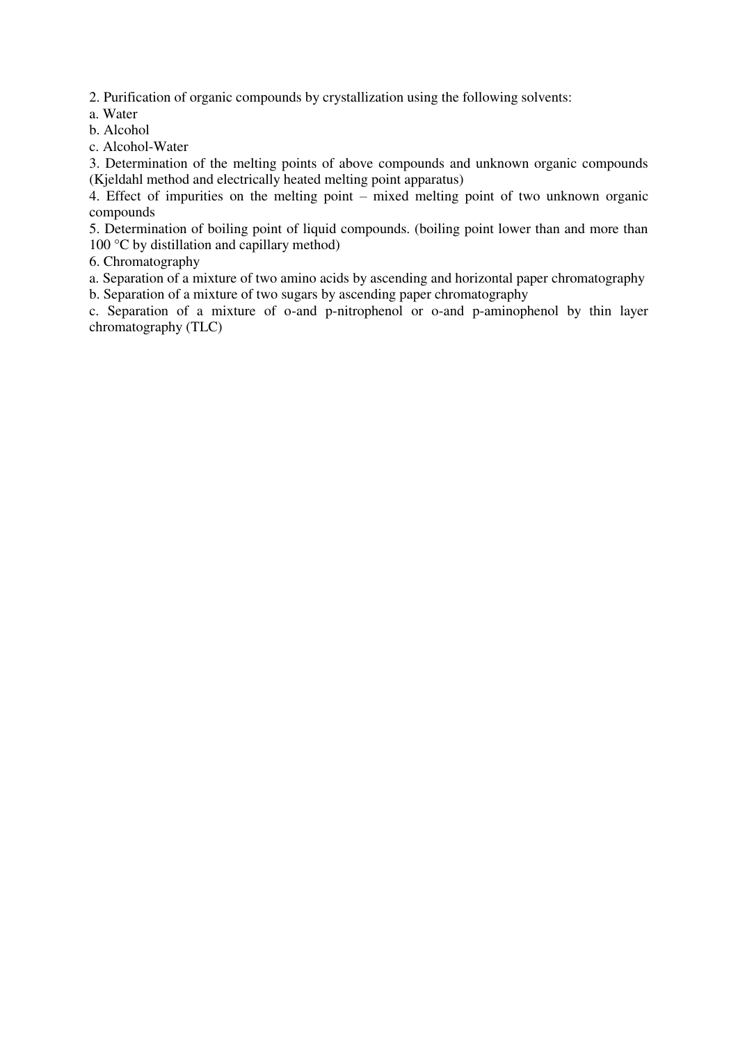2. Purification of organic compounds by crystallization using the following solvents:

a. Water

b. Alcohol

c. Alcohol-Water

3. Determination of the melting points of above compounds and unknown organic compounds (Kjeldahl method and electrically heated melting point apparatus)

4. Effect of impurities on the melting point – mixed melting point of two unknown organic compounds

5. Determination of boiling point of liquid compounds. (boiling point lower than and more than 100 °C by distillation and capillary method)

6. Chromatography

a. Separation of a mixture of two amino acids by ascending and horizontal paper chromatography

b. Separation of a mixture of two sugars by ascending paper chromatography

c. Separation of a mixture of o-and p-nitrophenol or o-and p-aminophenol by thin layer chromatography (TLC)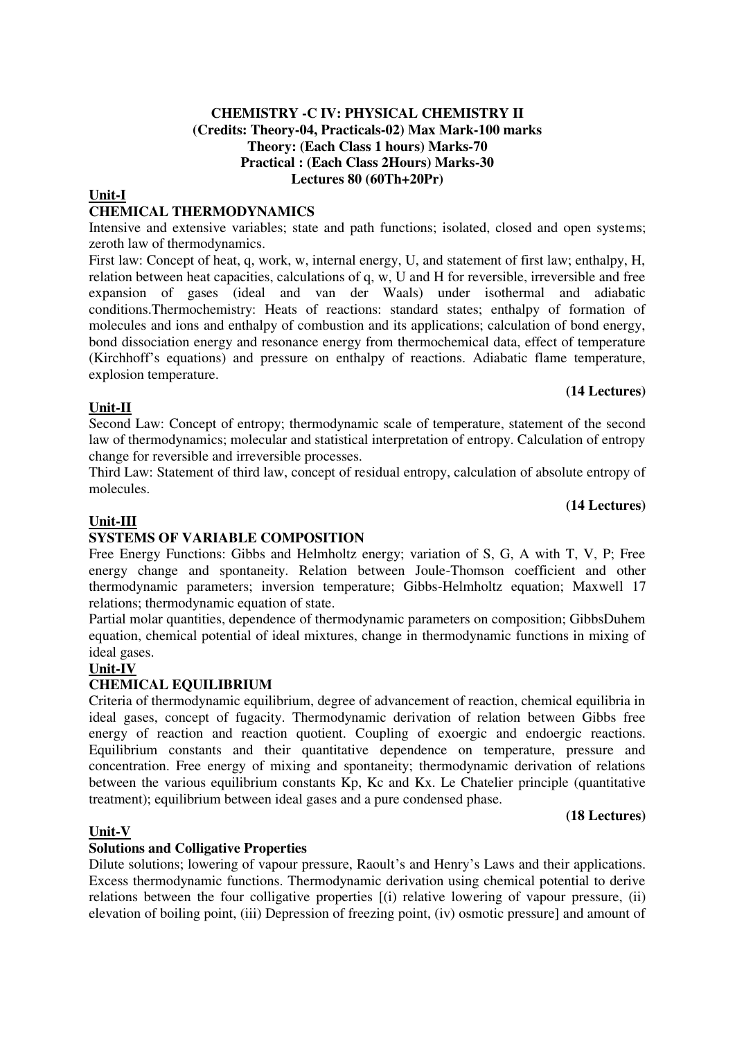**CHEMISTRY -C IV: PHYSICAL CHEMISTRY II**
**(Credits: Theory-04, Practicals-02) Max Mark-100 marks**
**Theory: (Each Class 1 hours) Marks-70**
**Practical : (Each Class 2Hours) Marks-30**
**Lectures 80 (60Th+20Pr)**

## Unit-I

### CHEMICAL THERMODYNAMICS

Intensive and extensive variables; state and path functions; isolated, closed and open systems; zeroth law of thermodynamics.

First law: Concept of heat, q, work, w, internal energy, U, and statement of first law; enthalpy, H, relation between heat capacities, calculations of q, w, U and H for reversible, irreversible and free expansion of gases (ideal and van der Waals) under isothermal and adiabatic conditions.Thermochemistry: Heats of reactions: standard states; enthalpy of formation of molecules and ions and enthalpy of combustion and its applications; calculation of bond energy, bond dissociation energy and resonance energy from thermochemical data, effect of temperature (Kirchhoff's equations) and pressure on enthalpy of reactions. Adiabatic flame temperature, explosion temperature.

**(14 Lectures)**

## Unit-II

Second Law: Concept of entropy; thermodynamic scale of temperature, statement of the second law of thermodynamics; molecular and statistical interpretation of entropy. Calculation of entropy change for reversible and irreversible processes.

Third Law: Statement of third law, concept of residual entropy, calculation of absolute entropy of molecules.

**(14 Lectures)**

## Unit-III

### SYSTEMS OF VARIABLE COMPOSITION

Free Energy Functions: Gibbs and Helmholtz energy; variation of S, G, A with T, V, P; Free energy change and spontaneity. Relation between Joule-Thomson coefficient and other thermodynamic parameters; inversion temperature; Gibbs-Helmholtz equation; Maxwell 17 relations; thermodynamic equation of state.

Partial molar quantities, dependence of thermodynamic parameters on composition; GibbsDuhem equation, chemical potential of ideal mixtures, change in thermodynamic functions in mixing of ideal gases.

## Unit-IV

### CHEMICAL EQUILIBRIUM

Criteria of thermodynamic equilibrium, degree of advancement of reaction, chemical equilibria in ideal gases, concept of fugacity. Thermodynamic derivation of relation between Gibbs free energy of reaction and reaction quotient. Coupling of exoergic and endoergic reactions. Equilibrium constants and their quantitative dependence on temperature, pressure and concentration. Free energy of mixing and spontaneity; thermodynamic derivation of relations between the various equilibrium constants Kp, Kc and Kx. Le Chatelier principle (quantitative treatment); equilibrium between ideal gases and a pure condensed phase.

**(18 Lectures)**

## Unit-V

### Solutions and Colligative Properties

Dilute solutions; lowering of vapour pressure, Raoult's and Henry's Laws and their applications. Excess thermodynamic functions. Thermodynamic derivation using chemical potential to derive relations between the four colligative properties [(i) relative lowering of vapour pressure, (ii) elevation of boiling point, (iii) Depression of freezing point, (iv) osmotic pressure] and amount of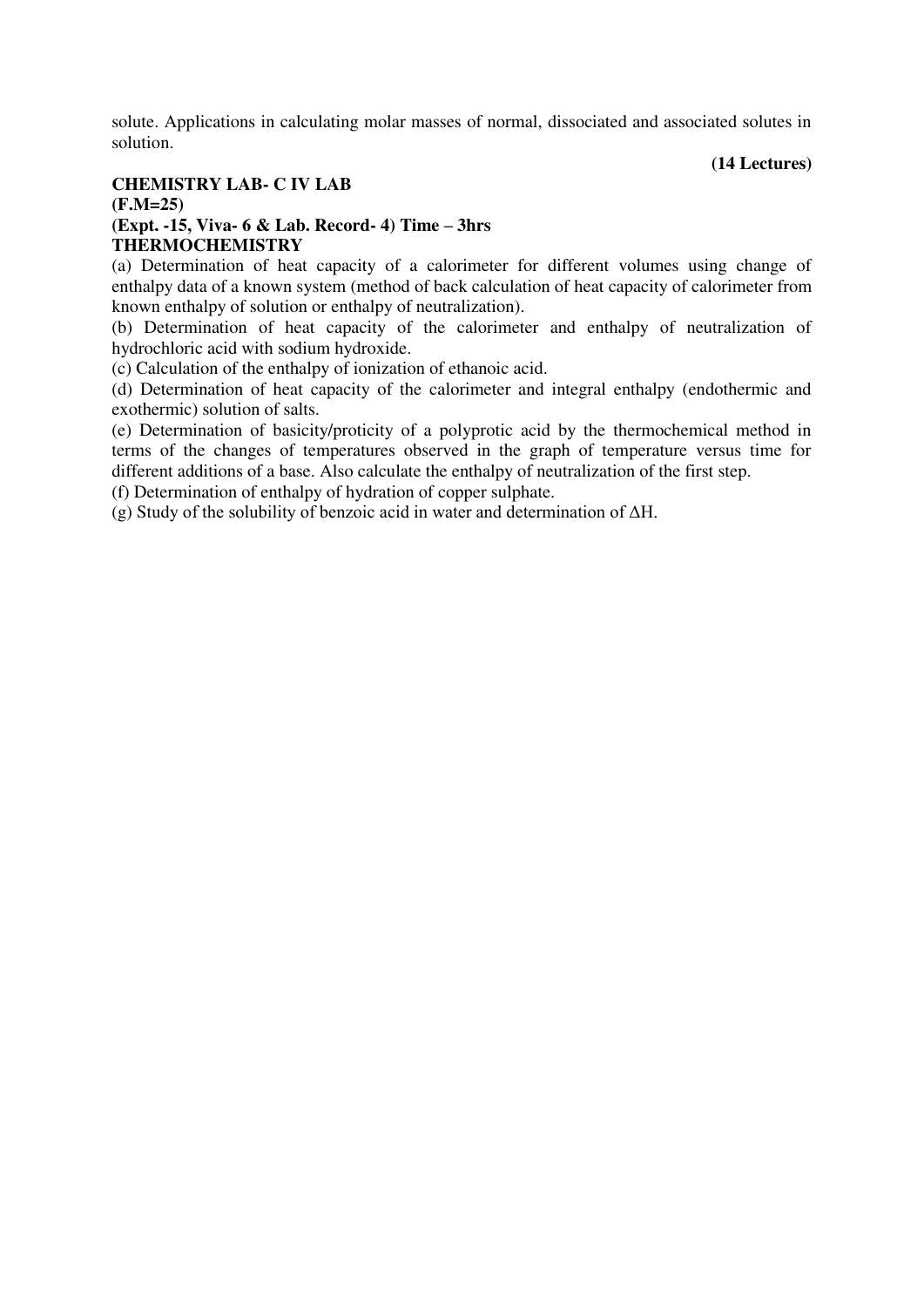solute. Applications in calculating molar masses of normal, dissociated and associated solutes in solution.

**(14 Lectures)**

**CHEMISTRY LAB- C IV LAB**

**(F.M=25)**

**(Expt. -15, Viva- 6 & Lab. Record- 4) Time – 3hrs**

**THERMOCHEMISTRY**

(a) Determination of heat capacity of a calorimeter for different volumes using change of enthalpy data of a known system (method of back calculation of heat capacity of calorimeter from known enthalpy of solution or enthalpy of neutralization).

(b) Determination of heat capacity of the calorimeter and enthalpy of neutralization of hydrochloric acid with sodium hydroxide.

(c) Calculation of the enthalpy of ionization of ethanoic acid.

(d) Determination of heat capacity of the calorimeter and integral enthalpy (endothermic and exothermic) solution of salts.

(e) Determination of basicity/proticity of a polyprotic acid by the thermochemical method in terms of the changes of temperatures observed in the graph of temperature versus time for different additions of a base. Also calculate the enthalpy of neutralization of the first step.

(f) Determination of enthalpy of hydration of copper sulphate.

(g) Study of the solubility of benzoic acid in water and determination of $\Delta H$.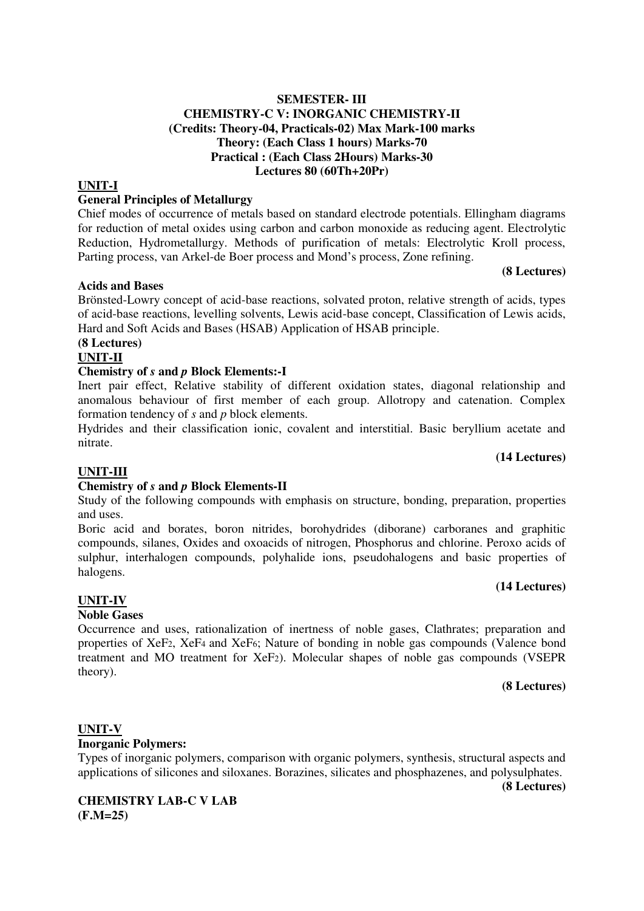**SEMESTER- III**
**CHEMISTRY-C V: INORGANIC CHEMISTRY-II**
**(Credits: Theory-04, Practicals-02) Max Mark-100 marks**
**Theory: (Each Class 1 hours) Marks-70**
**Practical : (Each Class 2Hours) Marks-30**
**Lectures 80 (60Th+20Pr)**

## UNIT-I

### General Principles of Metallurgy

Chief modes of occurrence of metals based on standard electrode potentials. Ellingham diagrams for reduction of metal oxides using carbon and carbon monoxide as reducing agent. Electrolytic Reduction, Hydrometallurgy. Methods of purification of metals: Electrolytic Kroll process, Parting process, van Arkel-de Boer process and Mond's process, Zone refining.

**(8 Lectures)**

### Acids and Bases

Brönsted-Lowry concept of acid-base reactions, solvated proton, relative strength of acids, types of acid-base reactions, levelling solvents, Lewis acid-base concept, Classification of Lewis acids, Hard and Soft Acids and Bases (HSAB) Application of HSAB principle.

**(8 Lectures)**

## UNIT-II

### Chemistry of *s* and *p* Block Elements:-I

Inert pair effect, Relative stability of different oxidation states, diagonal relationship and anomalous behaviour of first member of each group. Allotropy and catenation. Complex formation tendency of *s* and *p* block elements.

Hydrides and their classification ionic, covalent and interstitial. Basic beryllium acetate and nitrate.

**(14 Lectures)**

## UNIT-III

### Chemistry of *s* and *p* Block Elements-II

Study of the following compounds with emphasis on structure, bonding, preparation, properties and uses.

Boric acid and borates, boron nitrides, borohydrides (diborane) carboranes and graphitic compounds, silanes, Oxides and oxoacids of nitrogen, Phosphorus and chlorine. Peroxo acids of sulphur, interhalogen compounds, polyhalide ions, pseudohalogens and basic properties of halogens.

**(14 Lectures)**

## UNIT-IV

### Noble Gases

Occurrence and uses, rationalization of inertness of noble gases, Clathrates; preparation and properties of $XeF_2$, $XeF_4$ and $XeF_6$; Nature of bonding in noble gas compounds (Valence bond treatment and MO treatment for $XeF_2$). Molecular shapes of noble gas compounds (VSEPR theory).

**(8 Lectures)**

## UNIT-V

### Inorganic Polymers:

Types of inorganic polymers, comparison with organic polymers, synthesis, structural aspects and applications of silicones and siloxanes. Borazines, silicates and phosphazenes, and polysulphates.

**(8 Lectures)**

**CHEMISTRY LAB-C V LAB**
**(F.M=25)**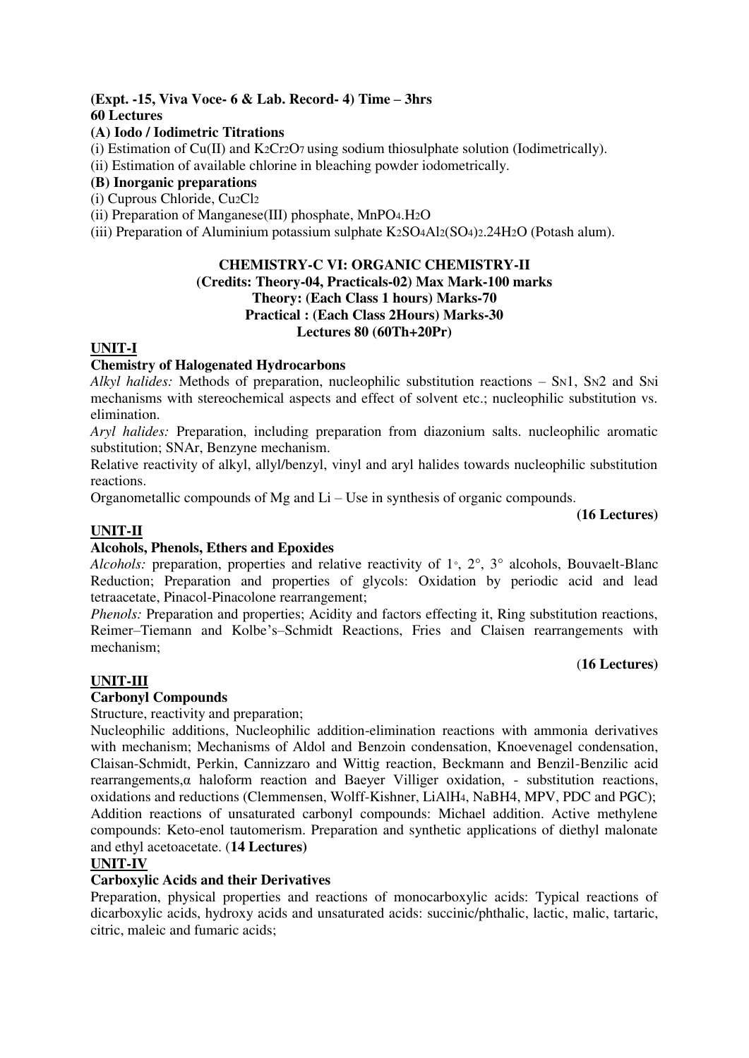**(Expt. -15, Viva Voce- 6 & Lab. Record- 4) Time – 3hrs**
**60 Lectures**

**(A) Iodo / Iodimetric Titrations**

(i) Estimation of Cu(II) and $K_2Cr_2O_7$ using sodium thiosulphate solution (Iodimetrically).

(ii) Estimation of available chlorine in bleaching powder iodometrically.

**(B) Inorganic preparations**

(i) Cuprous Chloride, $Cu_2Cl_2$

(ii) Preparation of Manganese(III) phosphate, $MnPO_4.H_2O$

(iii) Preparation of Aluminium potassium sulphate $K_2SO_4Al_2(SO_4)_2.24H_2O$ (Potash alum).

## CHEMISTRY-C VI: ORGANIC CHEMISTRY-II

**(Credits: Theory-04, Practicals-02) Max Mark-100 marks**
**Theory: (Each Class 1 hours) Marks-70**
**Practical : (Each Class 2Hours) Marks-30**
**Lectures 80 (60Th+20Pr)**

### UNIT-I

**Chemistry of Halogenated Hydrocarbons**

*Alkyl halides:* Methods of preparation, nucleophilic substitution reactions – $S_N1$, $S_N2$ and $S_Ni$ mechanisms with stereochemical aspects and effect of solvent etc.; nucleophilic substitution vs. elimination.

*Aryl halides:* Preparation, including preparation from diazonium salts. nucleophilic aromatic substitution; SNAr, Benzyne mechanism.

Relative reactivity of alkyl, allyl/benzyl, vinyl and aryl halides towards nucleophilic substitution reactions.

Organometallic compounds of Mg and Li – Use in synthesis of organic compounds.

**(16 Lectures)**

### UNIT-II

**Alcohols, Phenols, Ethers and Epoxides**

*Alcohols:* preparation, properties and relative reactivity of 1◦, 2°, 3° alcohols, Bouvaelt-Blanc Reduction; Preparation and properties of glycols: Oxidation by periodic acid and lead tetraacetate, Pinacol-Pinacolone rearrangement;

*Phenols:* Preparation and properties; Acidity and factors effecting it, Ring substitution reactions, Reimer–Tiemann and Kolbe's–Schmidt Reactions, Fries and Claisen rearrangements with mechanism;

(**16 Lectures)**

### UNIT-III

**Carbonyl Compounds**

Structure, reactivity and preparation;

Nucleophilic additions, Nucleophilic addition-elimination reactions with ammonia derivatives with mechanism; Mechanisms of Aldol and Benzoin condensation, Knoevenagel condensation, Claisan-Schmidt, Perkin, Cannizzaro and Wittig reaction, Beckmann and Benzil-Benzilic acid rearrangements,α haloform reaction and Baeyer Villiger oxidation, - substitution reactions, oxidations and reductions (Clemmensen, Wolff-Kishner, $LiAlH_4$, $NaBH4$, MPV, PDC and PGC); Addition reactions of unsaturated carbonyl compounds: Michael addition. Active methylene compounds: Keto-enol tautomerism. Preparation and synthetic applications of diethyl malonate and ethyl acetoacetate. (**14 Lectures)**

### UNIT-IV

**Carboxylic Acids and their Derivatives**

Preparation, physical properties and reactions of monocarboxylic acids: Typical reactions of dicarboxylic acids, hydroxy acids and unsaturated acids: succinic/phthalic, lactic, malic, tartaric, citric, maleic and fumaric acids;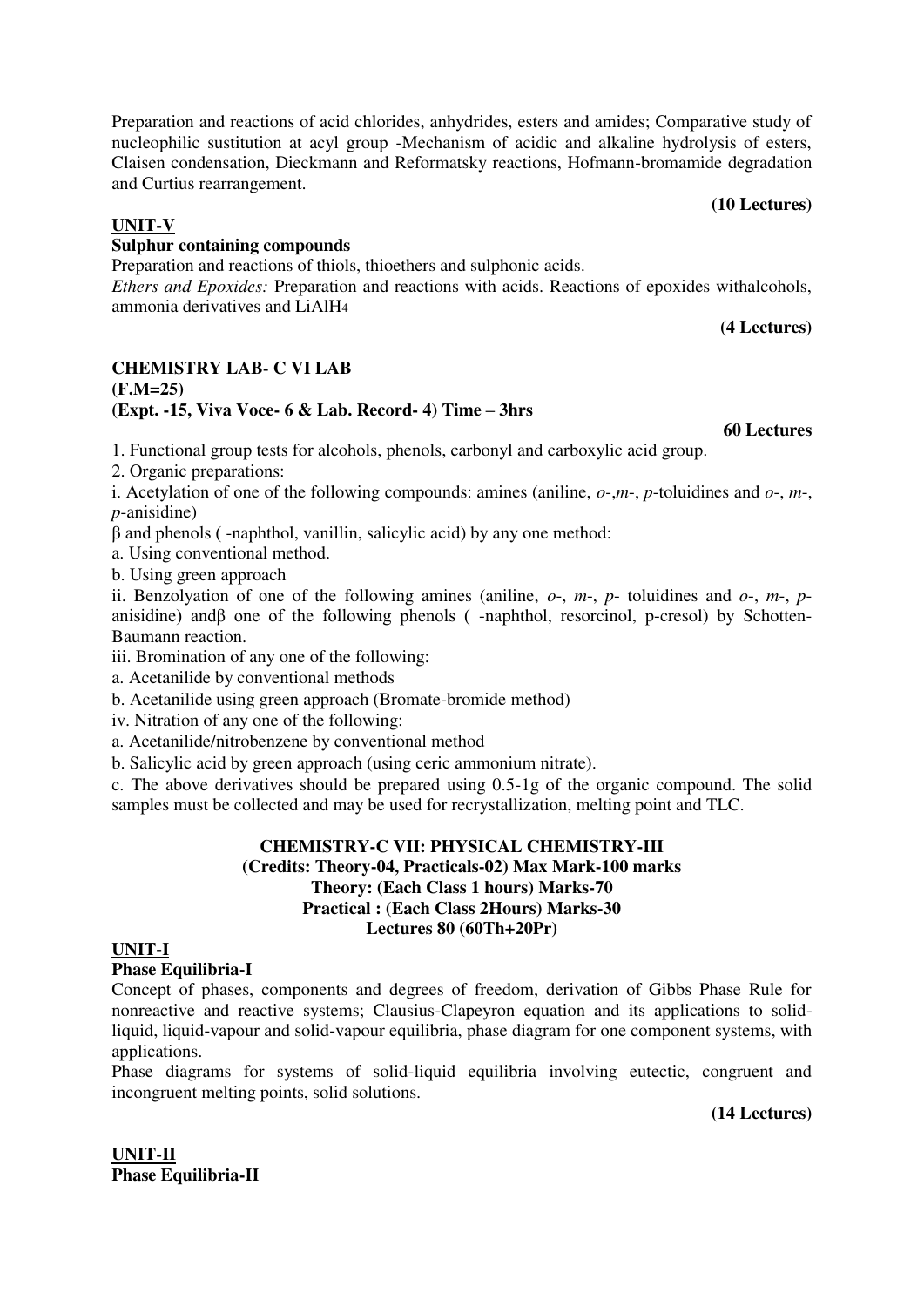Preparation and reactions of acid chlorides, anhydrides, esters and amides; Comparative study of nucleophilic sustitution at acyl group -Mechanism of acidic and alkaline hydrolysis of esters, Claisen condensation, Dieckmann and Reformatsky reactions, Hofmann-bromamide degradation and Curtius rearrangement.

**(10 Lectures)**

**UNIT-V**

**Sulphur containing compounds**

Preparation and reactions of thiols, thioethers and sulphonic acids.

*Ethers and Epoxides:* Preparation and reactions with acids. Reactions of epoxides withalcohols, ammonia derivatives and $LiAlH_4$

**(4 Lectures)**

**CHEMISTRY LAB- C VI LAB**
**(F.M=25)**
**(Expt. -15, Viva Voce- 6 & Lab. Record- 4) Time – 3hrs**

**60 Lectures**

1. Functional group tests for alcohols, phenols, carbonyl and carboxylic acid group.
2. Organic preparations:

i. Acetylation of one of the following compounds: amines (aniline, *o*-,*m*-, *p*-toluidines and *o*-, *m*-, *p*-anisidine)

β and phenols ( -naphthol, vanillin, salicylic acid) by any one method:

a. Using conventional method.

b. Using green approach

ii. Benzolyation of one of the following amines (aniline, *o*-, *m*-, *p*- toluidines and *o*-, *m*-, *p*-anisidine) andβ one of the following phenols ( -naphthol, resorcinol, p-cresol) by Schotten-Baumann reaction.

iii. Bromination of any one of the following:

a. Acetanilide by conventional methods

b. Acetanilide using green approach (Bromate-bromide method)

iv. Nitration of any one of the following:

a. Acetanilide/nitrobenzene by conventional method

b. Salicylic acid by green approach (using ceric ammonium nitrate).

c. The above derivatives should be prepared using 0.5-1g of the organic compound. The solid samples must be collected and may be used for recrystallization, melting point and TLC.

**CHEMISTRY-C VII: PHYSICAL CHEMISTRY-III**
**(Credits: Theory-04, Practicals-02) Max Mark-100 marks**
**Theory: (Each Class 1 hours) Marks-70**
**Practical : (Each Class 2Hours) Marks-30**
**Lectures 80 (60Th+20Pr)**

**UNIT-I**

**Phase Equilibria-I**

Concept of phases, components and degrees of freedom, derivation of Gibbs Phase Rule for nonreactive and reactive systems; Clausius-Clapeyron equation and its applications to solid-liquid, liquid-vapour and solid-vapour equilibria, phase diagram for one component systems, with applications.

Phase diagrams for systems of solid-liquid equilibria involving eutectic, congruent and incongruent melting points, solid solutions.

**(14 Lectures)**

**UNIT-II**

**Phase Equilibria-II**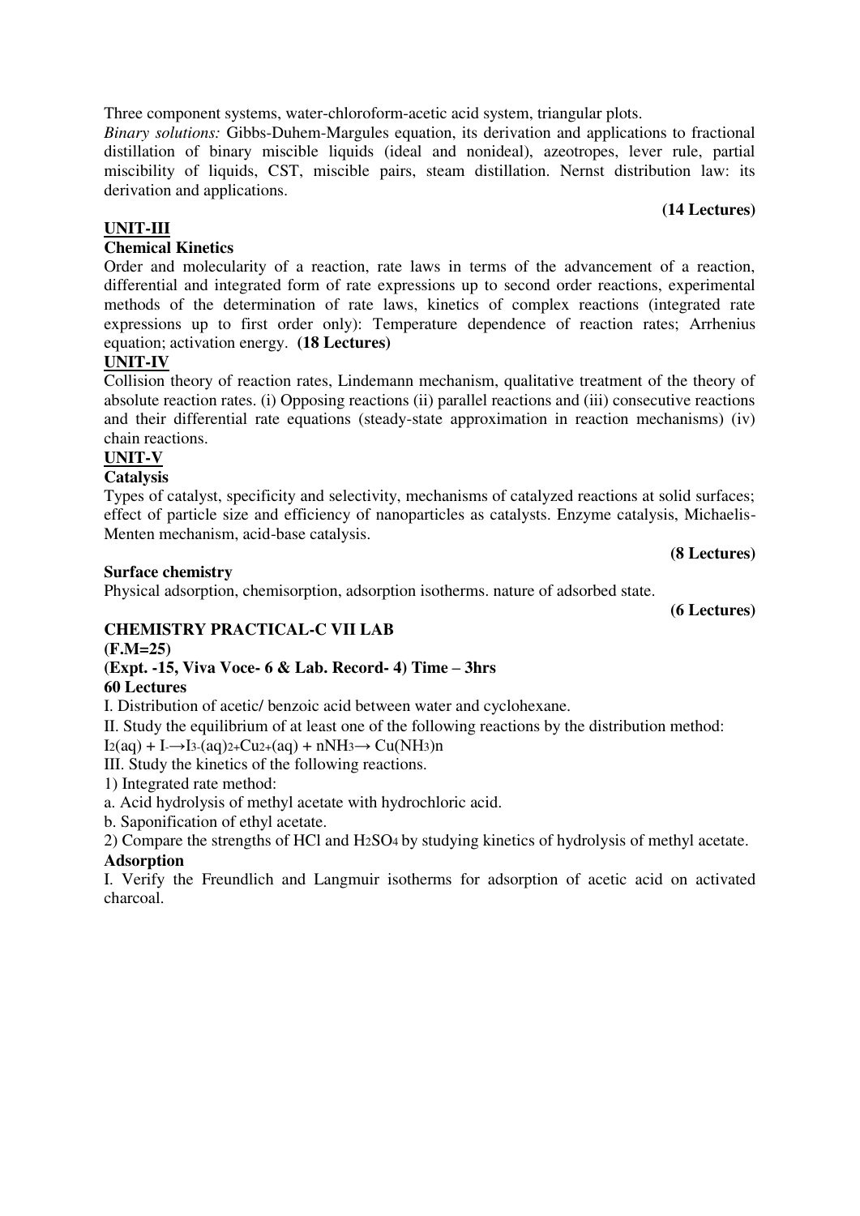Three component systems, water-chloroform-acetic acid system, triangular plots.

*Binary solutions:* Gibbs-Duhem-Margules equation, its derivation and applications to fractional distillation of binary miscible liquids (ideal and nonideal), azeotropes, lever rule, partial miscibility of liquids, CST, miscible pairs, steam distillation. Nernst distribution law: its derivation and applications.

**(14 Lectures)**

## UNIT-III

### Chemical Kinetics

Order and molecularity of a reaction, rate laws in terms of the advancement of a reaction, differential and integrated form of rate expressions up to second order reactions, experimental methods of the determination of rate laws, kinetics of complex reactions (integrated rate expressions up to first order only): Temperature dependence of reaction rates; Arrhenius equation; activation energy. **(18 Lectures)**

## UNIT-IV

Collision theory of reaction rates, Lindemann mechanism, qualitative treatment of the theory of absolute reaction rates. (i) Opposing reactions (ii) parallel reactions and (iii) consecutive reactions and their differential rate equations (steady-state approximation in reaction mechanisms) (iv) chain reactions.

## UNIT-V

### Catalysis

Types of catalyst, specificity and selectivity, mechanisms of catalyzed reactions at solid surfaces; effect of particle size and efficiency of nanoparticles as catalysts. Enzyme catalysis, Michaelis-Menten mechanism, acid-base catalysis.

**(8 Lectures)**

### Surface chemistry

Physical adsorption, chemisorption, adsorption isotherms. nature of adsorbed state.

**(6 Lectures)**

### CHEMISTRY PRACTICAL-C VII LAB

**(F.M=25)**

**(Expt. -15, Viva Voce- 6 & Lab. Record- 4) Time – 3hrs**

**60 Lectures**

I. Distribution of acetic/ benzoic acid between water and cyclohexane.

II. Study the equilibrium of at least one of the following reactions by the distribution method:

$I_2(aq) + I^- \rightarrow I_3^-(aq)$ $Cu^{2+}(aq) + nNH_3 \rightarrow Cu(NH_3)_n$

III. Study the kinetics of the following reactions.

1) Integrated rate method:

a. Acid hydrolysis of methyl acetate with hydrochloric acid.

b. Saponification of ethyl acetate.

2) Compare the strengths of HCl and $H_2SO_4$ by studying kinetics of hydrolysis of methyl acetate.

**Adsorption**

I. Verify the Freundlich and Langmuir isotherms for adsorption of acetic acid on activated charcoal.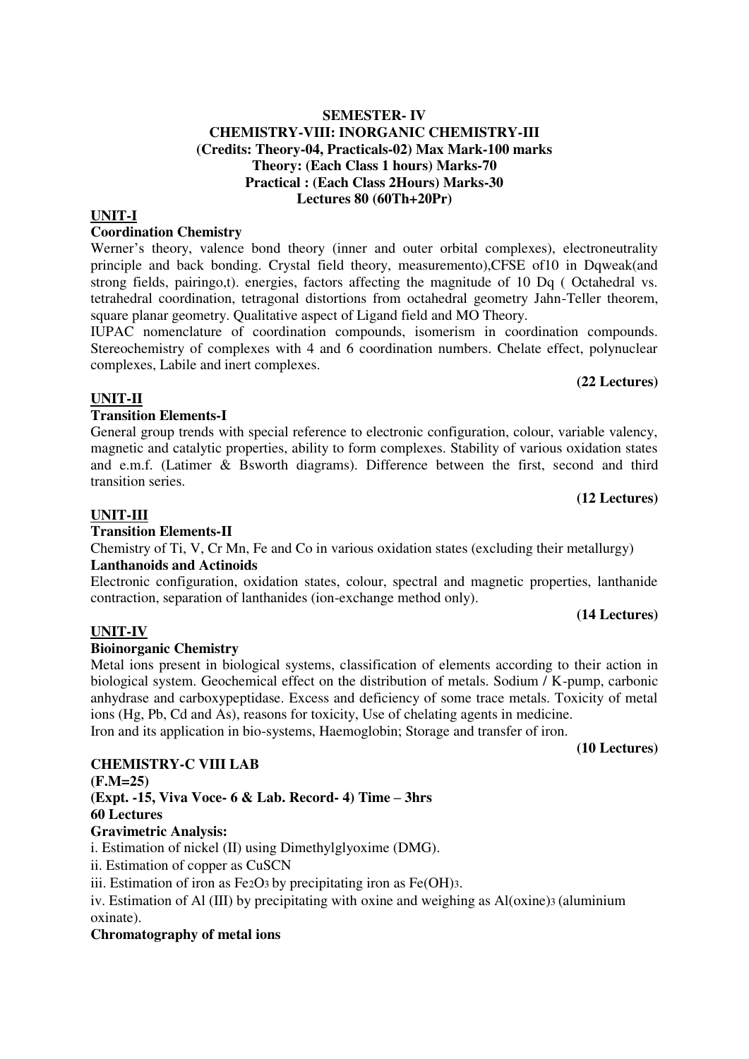## SEMESTER- IV
## CHEMISTRY-VIII: INORGANIC CHEMISTRY-III
**(Credits: Theory-04, Practicals-02) Max Mark-100 marks**
**Theory: (Each Class 1 hours) Marks-70**
**Practical : (Each Class 2Hours) Marks-30**
**Lectures 80 (60Th+20Pr)**

### UNIT-I

**Coordination Chemistry**

Werner's theory, valence bond theory (inner and outer orbital complexes), electroneutrality principle and back bonding. Crystal field theory, measuremento),CFSE of10 in Dqweak(and strong fields, pairingo,t). energies, factors affecting the magnitude of 10 Dq ( Octahedral vs. tetrahedral coordination, tetragonal distortions from octahedral geometry Jahn-Teller theorem, square planar geometry. Qualitative aspect of Ligand field and MO Theory.

IUPAC nomenclature of coordination compounds, isomerism in coordination compounds. Stereochemistry of complexes with 4 and 6 coordination numbers. Chelate effect, polynuclear complexes, Labile and inert complexes.

**(22 Lectures)**

### UNIT-II

**Transition Elements-I**

General group trends with special reference to electronic configuration, colour, variable valency, magnetic and catalytic properties, ability to form complexes. Stability of various oxidation states and e.m.f. (Latimer & Bsworth diagrams). Difference between the first, second and third transition series.

**(12 Lectures)**

### UNIT-III

**Transition Elements-II**

Chemistry of Ti, V, Cr Mn, Fe and Co in various oxidation states (excluding their metallurgy)

**Lanthanoids and Actinoids**

Electronic configuration, oxidation states, colour, spectral and magnetic properties, lanthanide contraction, separation of lanthanides (ion-exchange method only).

**(14 Lectures)**

### UNIT-IV

**Bioinorganic Chemistry**

Metal ions present in biological systems, classification of elements according to their action in biological system. Geochemical effect on the distribution of metals. Sodium / K-pump, carbonic anhydrase and carboxypeptidase. Excess and deficiency of some trace metals. Toxicity of metal ions (Hg, Pb, Cd and As), reasons for toxicity, Use of chelating agents in medicine.
Iron and its application in bio-systems, Haemoglobin; Storage and transfer of iron.

**(10 Lectures)**

**CHEMISTRY-C VIII LAB**

**(F.M=25)**

**(Expt. -15, Viva Voce- 6 & Lab. Record- 4) Time – 3hrs**

**60 Lectures**

**Gravimetric Analysis:**

i. Estimation of nickel (II) using Dimethylglyoxime (DMG).

ii. Estimation of copper as CuSCN

iii. Estimation of iron as $Fe_2O_3$ by precipitating iron as $Fe(OH)_3$.

iv. Estimation of Al (III) by precipitating with oxine and weighing as $Al(oxine)_3$ (aluminium oxinate).

**Chromatography of metal ions**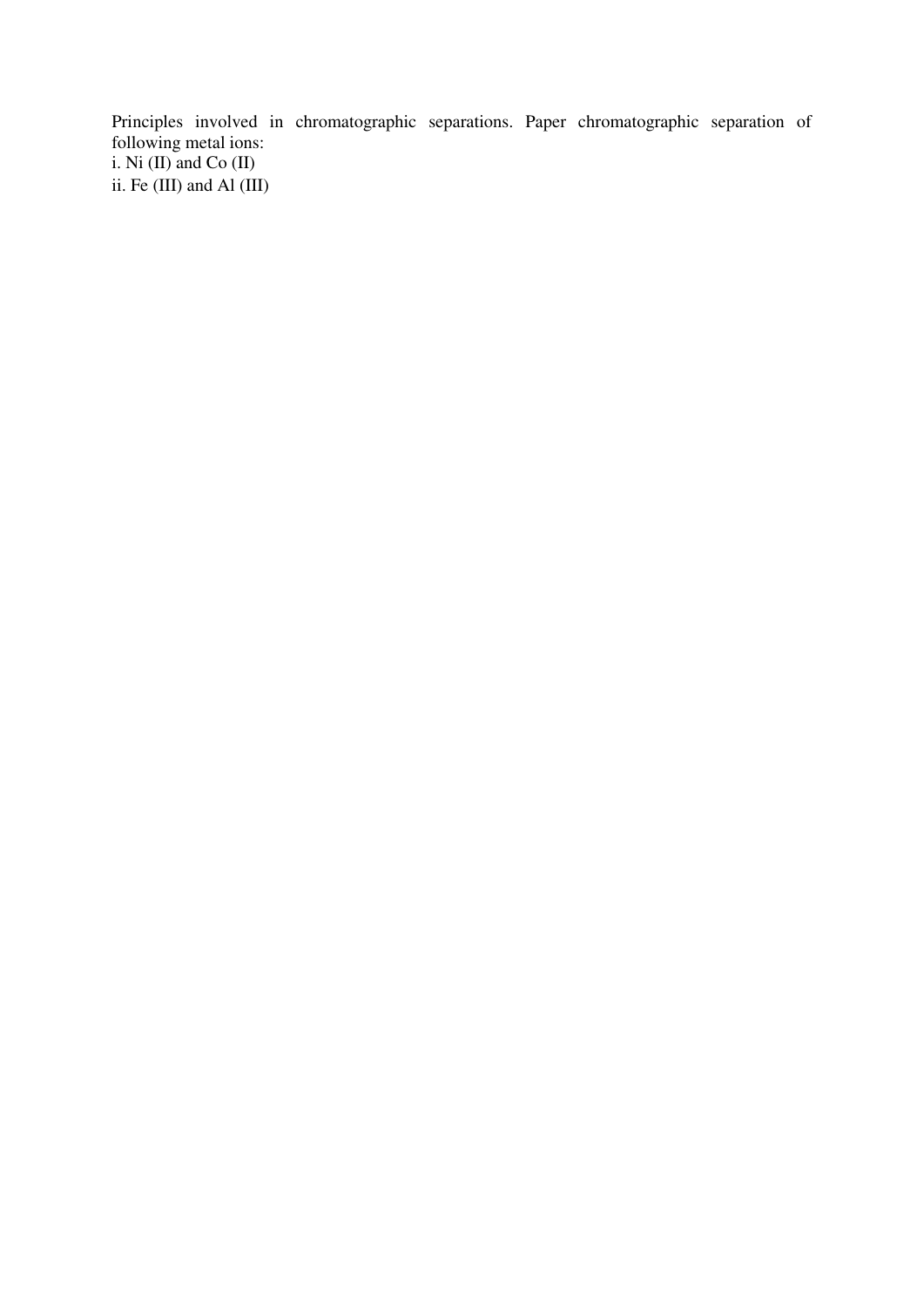Principles involved in chromatographic separations. Paper chromatographic separation of following metal ions:

i. Ni (II) and Co (II)

ii. Fe (III) and Al (III)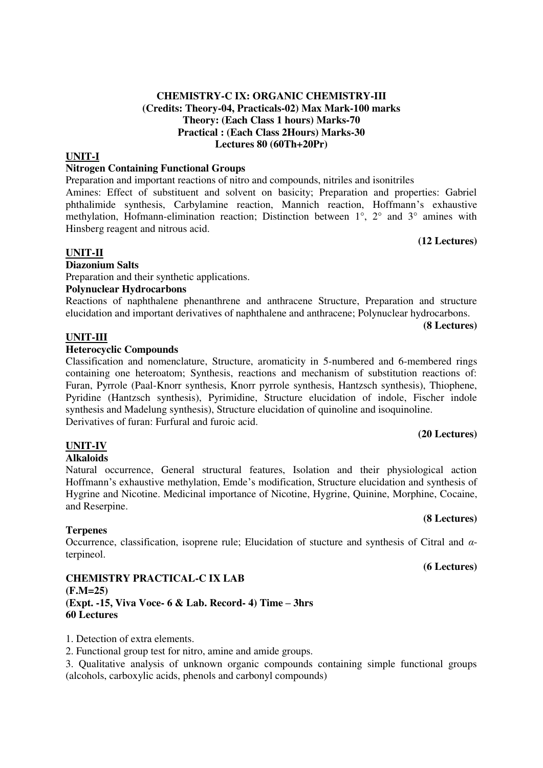**CHEMISTRY-C IX: ORGANIC CHEMISTRY-III**
**(Credits: Theory-04, Practicals-02) Max Mark-100 marks**
**Theory: (Each Class 1 hours) Marks-70**
**Practical : (Each Class 2Hours) Marks-30**
**Lectures 80 (60Th+20Pr)**

## UNIT-I

**Nitrogen Containing Functional Groups**

Preparation and important reactions of nitro and compounds, nitriles and isonitriles

Amines: Effect of substituent and solvent on basicity; Preparation and properties: Gabriel phthalimide synthesis, Carbylamine reaction, Mannich reaction, Hoffmann's exhaustive methylation, Hofmann-elimination reaction; Distinction between 1°, 2° and 3° amines with Hinsberg reagent and nitrous acid.

**(12 Lectures)**

## UNIT-II

**Diazonium Salts**

Preparation and their synthetic applications.

**Polynuclear Hydrocarbons**

Reactions of naphthalene phenanthrene and anthracene Structure, Preparation and structure elucidation and important derivatives of naphthalene and anthracene; Polynuclear hydrocarbons.

**(8 Lectures)**

## UNIT-III

**Heterocyclic Compounds**

Classification and nomenclature, Structure, aromaticity in 5-numbered and 6-membered rings containing one heteroatom; Synthesis, reactions and mechanism of substitution reactions of: Furan, Pyrrole (Paal-Knorr synthesis, Knorr pyrrole synthesis, Hantzsch synthesis), Thiophene, Pyridine (Hantzsch synthesis), Pyrimidine, Structure elucidation of indole, Fischer indole synthesis and Madelung synthesis), Structure elucidation of quinoline and isoquinoline.
Derivatives of furan: Furfural and furoic acid.

**(20 Lectures)**

## UNIT-IV

**Alkaloids**

Natural occurrence, General structural features, Isolation and their physiological action Hoffmann's exhaustive methylation, Emde's modification, Structure elucidation and synthesis of Hygrine and Nicotine. Medicinal importance of Nicotine, Hygrine, Quinine, Morphine, Cocaine, and Reserpine.

**(8 Lectures)**

**Terpenes**

Occurrence, classification, isoprene rule; Elucidation of stucture and synthesis of Citral and $\alpha$-terpineol.

**(6 Lectures)**

**CHEMISTRY PRACTICAL-C IX LAB**
**(F.M=25)**
**(Expt. -15, Viva Voce- 6 & Lab. Record- 4) Time – 3hrs**
**60 Lectures**

1. Detection of extra elements.
2. Functional group test for nitro, amine and amide groups.
3. Qualitative analysis of unknown organic compounds containing simple functional groups (alcohols, carboxylic acids, phenols and carbonyl compounds)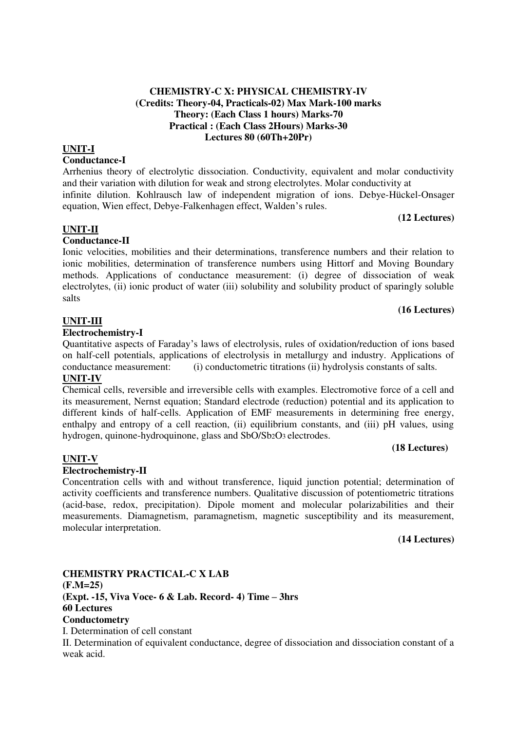**CHEMISTRY-C X: PHYSICAL CHEMISTRY-IV**
**(Credits: Theory-04, Practicals-02) Max Mark-100 marks**
**Theory: (Each Class 1 hours) Marks-70**
**Practical : (Each Class 2Hours) Marks-30**
**Lectures 80 (60Th+20Pr)**

## UNIT-I

**Conductance-I**

Arrhenius theory of electrolytic dissociation. Conductivity, equivalent and molar conductivity and their variation with dilution for weak and strong electrolytes. Molar conductivity at infinite dilution. Kohlrausch law of independent migration of ions. Debye-Hückel-Onsager equation, Wien effect, Debye-Falkenhagen effect, Walden's rules.

**(12 Lectures)**

## UNIT-II

**Conductance-II**

Ionic velocities, mobilities and their determinations, transference numbers and their relation to ionic mobilities, determination of transference numbers using Hittorf and Moving Boundary methods. Applications of conductance measurement: (i) degree of dissociation of weak electrolytes, (ii) ionic product of water (iii) solubility and solubility product of sparingly soluble salts

**(16 Lectures)**

## UNIT-III

**Electrochemistry-I**

Quantitative aspects of Faraday's laws of electrolysis, rules of oxidation/reduction of ions based on half-cell potentials, applications of electrolysis in metallurgy and industry. Applications of conductance measurement: (i) conductometric titrations (ii) hydrolysis constants of salts.

## UNIT-IV

Chemical cells, reversible and irreversible cells with examples. Electromotive force of a cell and its measurement, Nernst equation; Standard electrode (reduction) potential and its application to different kinds of half-cells. Application of EMF measurements in determining free energy, enthalpy and entropy of a cell reaction, (ii) equilibrium constants, and (iii) pH values, using hydrogen, quinone-hydroquinone, glass and $SbO/Sb_2O_3$ electrodes.

**(18 Lectures)**

## UNIT-V

**Electrochemistry-II**

Concentration cells with and without transference, liquid junction potential; determination of activity coefficients and transference numbers. Qualitative discussion of potentiometric titrations (acid-base, redox, precipitation). Dipole moment and molecular polarizabilities and their measurements. Diamagnetism, paramagnetism, magnetic susceptibility and its measurement, molecular interpretation.

**(14 Lectures)**

**CHEMISTRY PRACTICAL-C X LAB**
**(F.M=25)**
**(Expt. -15, Viva Voce- 6 & Lab. Record- 4) Time – 3hrs**
**60 Lectures**

**Conductometry**

I. Determination of cell constant

II. Determination of equivalent conductance, degree of dissociation and dissociation constant of a weak acid.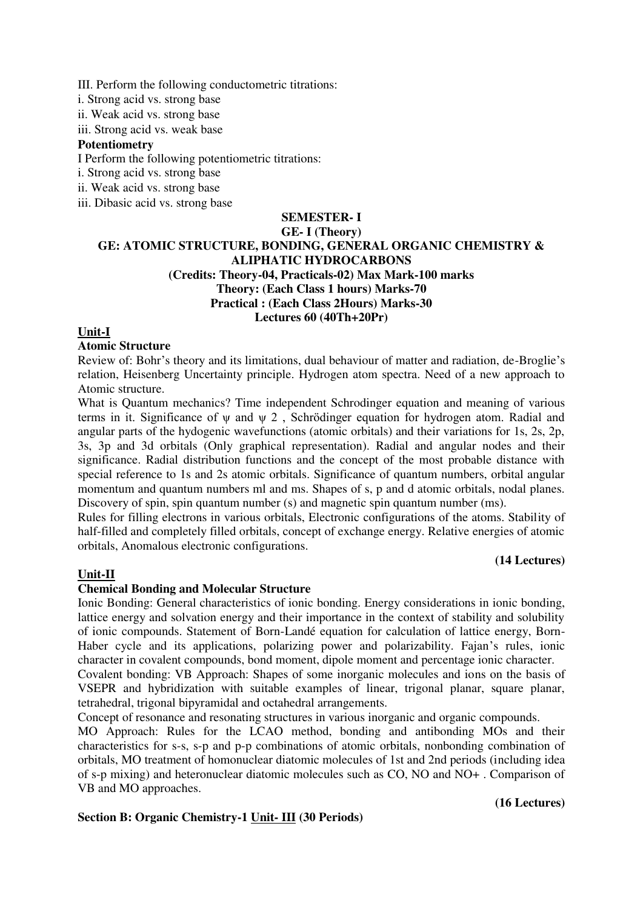III. Perform the following conductometric titrations:

i. Strong acid vs. strong base

ii. Weak acid vs. strong base

iii. Strong acid vs. weak base

**Potentiometry**

I Perform the following potentiometric titrations:

i. Strong acid vs. strong base

ii. Weak acid vs. strong base

iii. Dibasic acid vs. strong base

**SEMESTER- I**

**GE- I (Theory)**

**GE: ATOMIC STRUCTURE, BONDING, GENERAL ORGANIC CHEMISTRY & ALIPHATIC HYDROCARBONS**

**(Credits: Theory-04, Practicals-02) Max Mark-100 marks**

**Theory: (Each Class 1 hours) Marks-70**

**Practical : (Each Class 2Hours) Marks-30**

**Lectures 60 (40Th+20Pr)**

**Unit-I**

**Atomic Structure**

Review of: Bohr's theory and its limitations, dual behaviour of matter and radiation, de-Broglie's relation, Heisenberg Uncertainty principle. Hydrogen atom spectra. Need of a new approach to Atomic structure.

What is Quantum mechanics? Time independent Schrodinger equation and meaning of various terms in it. Significance of $\psi$ and $\psi$ 2 , Schrödinger equation for hydrogen atom. Radial and angular parts of the hydogenic wavefunctions (atomic orbitals) and their variations for 1s, 2s, 2p, 3s, 3p and 3d orbitals (Only graphical representation). Radial and angular nodes and their significance. Radial distribution functions and the concept of the most probable distance with special reference to 1s and 2s atomic orbitals. Significance of quantum numbers, orbital angular momentum and quantum numbers ml and ms. Shapes of s, p and d atomic orbitals, nodal planes. Discovery of spin, spin quantum number (s) and magnetic spin quantum number (ms).

Rules for filling electrons in various orbitals, Electronic configurations of the atoms. Stability of half-filled and completely filled orbitals, concept of exchange energy. Relative energies of atomic orbitals, Anomalous electronic configurations.

**(14 Lectures)**

**Unit-II**

**Chemical Bonding and Molecular Structure**

Ionic Bonding: General characteristics of ionic bonding. Energy considerations in ionic bonding, lattice energy and solvation energy and their importance in the context of stability and solubility of ionic compounds. Statement of Born-Landé equation for calculation of lattice energy, Born-Haber cycle and its applications, polarizing power and polarizability. Fajan's rules, ionic character in covalent compounds, bond moment, dipole moment and percentage ionic character.

Covalent bonding: VB Approach: Shapes of some inorganic molecules and ions on the basis of VSEPR and hybridization with suitable examples of linear, trigonal planar, square planar, tetrahedral, trigonal bipyramidal and octahedral arrangements.

Concept of resonance and resonating structures in various inorganic and organic compounds.

MO Approach: Rules for the LCAO method, bonding and antibonding MOs and their characteristics for s-s, s-p and p-p combinations of atomic orbitals, nonbonding combination of orbitals, MO treatment of homonuclear diatomic molecules of 1st and 2nd periods (including idea of s-p mixing) and heteronuclear diatomic molecules such as CO, NO and $NO^+$ . Comparison of VB and MO approaches.

**(16 Lectures)**

**Section B: Organic Chemistry-1 Unit- III (30 Periods)**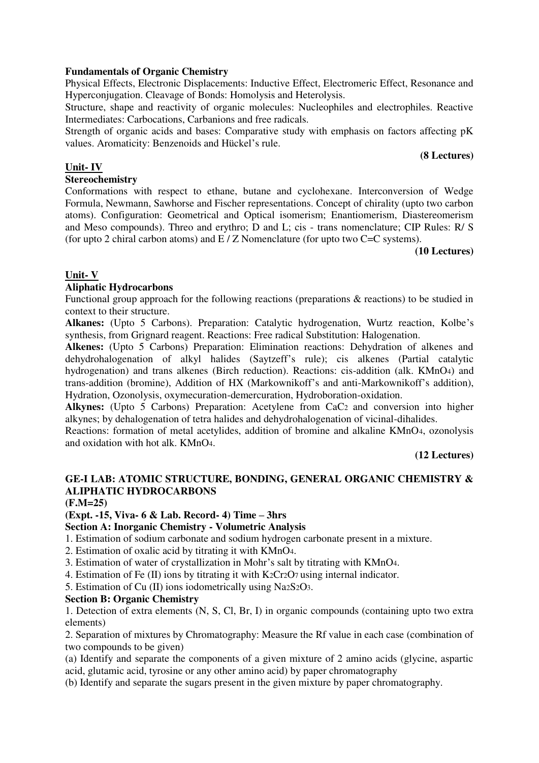**Fundamentals of Organic Chemistry**

Physical Effects, Electronic Displacements: Inductive Effect, Electromeric Effect, Resonance and Hyperconjugation. Cleavage of Bonds: Homolysis and Heterolysis.

Structure, shape and reactivity of organic molecules: Nucleophiles and electrophiles. Reactive Intermediates: Carbocations, Carbanions and free radicals.

Strength of organic acids and bases: Comparative study with emphasis on factors affecting pK values. Aromaticity: Benzenoids and Hückel's rule.

**(8 Lectures)**

## Unit- IV

**Stereochemistry**

Conformations with respect to ethane, butane and cyclohexane. Interconversion of Wedge Formula, Newmann, Sawhorse and Fischer representations. Concept of chirality (upto two carbon atoms). Configuration: Geometrical and Optical isomerism; Enantiomerism, Diastereomerism and Meso compounds). Threo and erythro; D and L; cis - trans nomenclature; CIP Rules: R/ S (for upto 2 chiral carbon atoms) and E / Z Nomenclature (for upto two C=C systems).

**(10 Lectures)**

## Unit- V

**Aliphatic Hydrocarbons**

Functional group approach for the following reactions (preparations & reactions) to be studied in context to their structure.

**Alkanes:** (Upto 5 Carbons). Preparation: Catalytic hydrogenation, Wurtz reaction, Kolbe's synthesis, from Grignard reagent. Reactions: Free radical Substitution: Halogenation.

**Alkenes:** (Upto 5 Carbons) Preparation: Elimination reactions: Dehydration of alkenes and dehydrohalogenation of alkyl halides (Saytzeff's rule); cis alkenes (Partial catalytic hydrogenation) and trans alkenes (Birch reduction). Reactions: cis-addition (alk. $KMnO_4$) and trans-addition (bromine), Addition of HX (Markownikoff's and anti-Markownikoff's addition), Hydration, Ozonolysis, oxymecuration-demercuration, Hydroboration-oxidation.

**Alkynes:** (Upto 5 Carbons) Preparation: Acetylene from $CaC_2$ and conversion into higher alkynes; by dehalogenation of tetra halides and dehydrohalogenation of vicinal-dihalides.

Reactions: formation of metal acetylides, addition of bromine and alkaline $KMnO_4$, ozonolysis and oxidation with hot alk. $KMnO_4$.

**(12 Lectures)**

## GE-I LAB: ATOMIC STRUCTURE, BONDING, GENERAL ORGANIC CHEMISTRY & ALIPHATIC HYDROCARBONS

**(F.M=25)**

**(Expt. -15, Viva- 6 & Lab. Record- 4) Time – 3hrs**

**Section A: Inorganic Chemistry - Volumetric Analysis**

1. Estimation of sodium carbonate and sodium hydrogen carbonate present in a mixture.
2. Estimation of oxalic acid by titrating it with $KMnO_4$.
3. Estimation of water of crystallization in Mohr's salt by titrating with $KMnO_4$.
4. Estimation of Fe (II) ions by titrating it with $K_2Cr_2O_7$ using internal indicator.
5. Estimation of Cu (II) ions iodometrically using $Na_2S_2O_3$.

**Section B: Organic Chemistry**

1. Detection of extra elements (N, S, Cl, Br, I) in organic compounds (containing upto two extra elements)
2. Separation of mixtures by Chromatography: Measure the Rf value in each case (combination of two compounds to be given)

(a) Identify and separate the components of a given mixture of 2 amino acids (glycine, aspartic acid, glutamic acid, tyrosine or any other amino acid) by paper chromatography

(b) Identify and separate the sugars present in the given mixture by paper chromatography.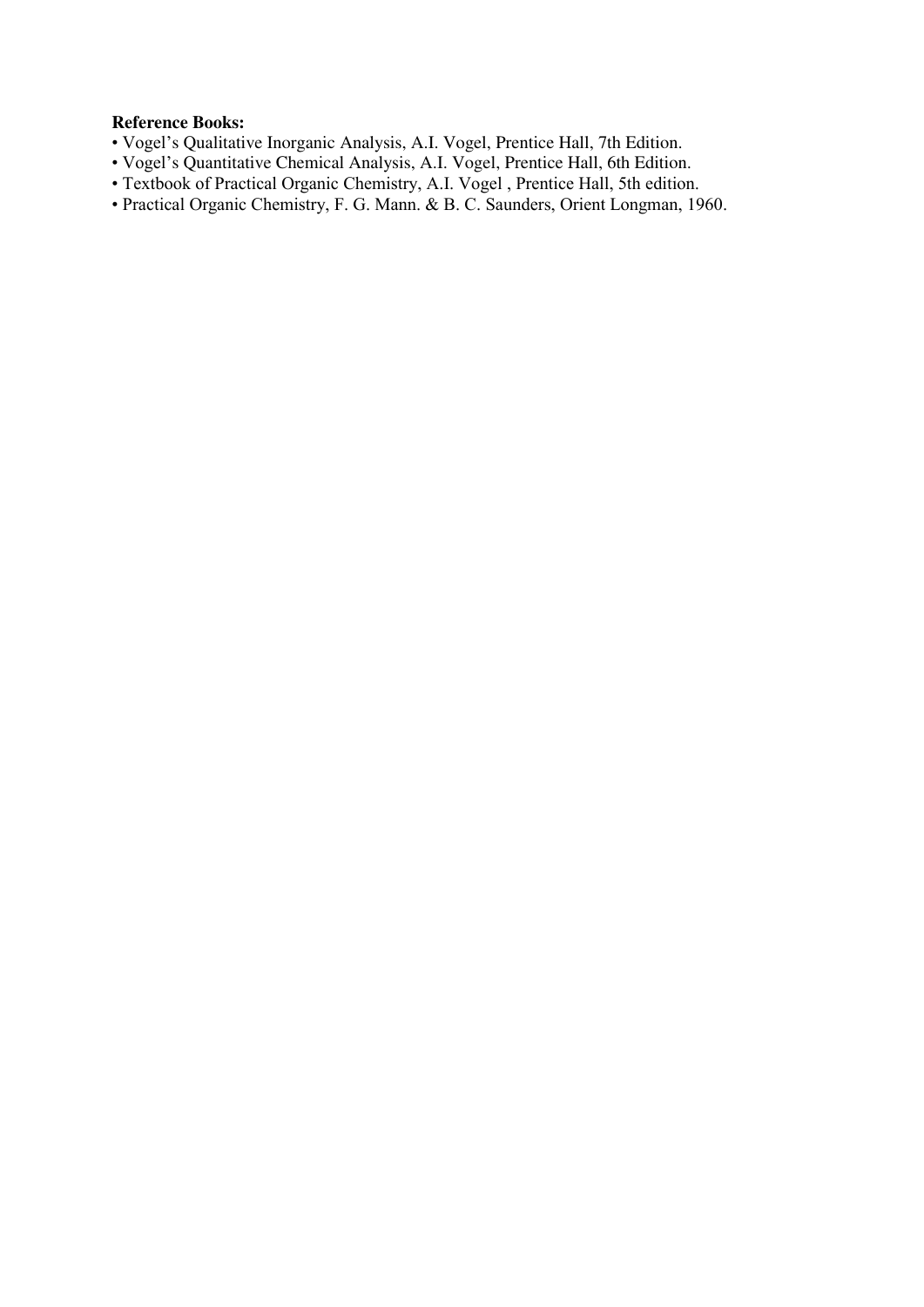**Reference Books:**

- Vogel's Qualitative Inorganic Analysis, A.I. Vogel, Prentice Hall, 7th Edition.
- Vogel's Quantitative Chemical Analysis, A.I. Vogel, Prentice Hall, 6th Edition.
- Textbook of Practical Organic Chemistry, A.I. Vogel , Prentice Hall, 5th edition.
- Practical Organic Chemistry, F. G. Mann. & B. C. Saunders, Orient Longman, 1960.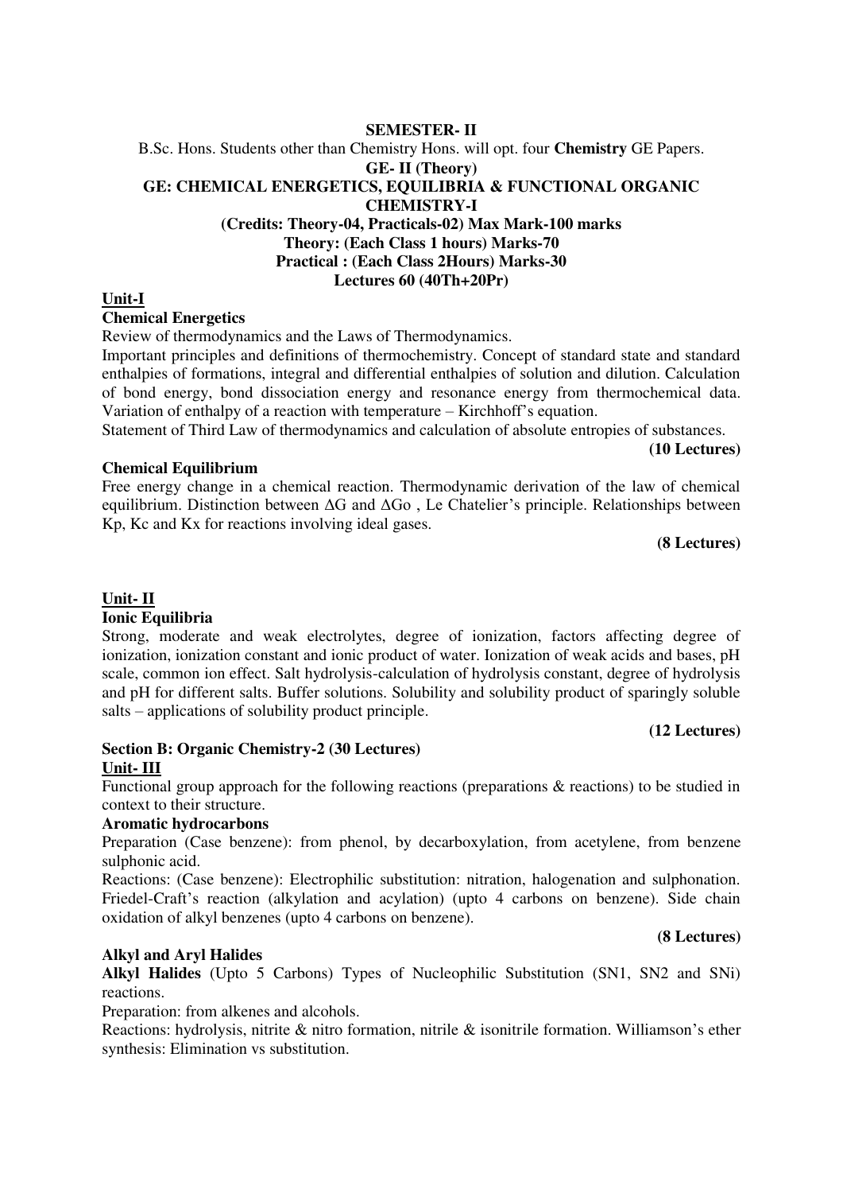**SEMESTER- II**

B.Sc. Hons. Students other than Chemistry Hons. will opt. four **Chemistry** GE Papers.

**GE- II (Theory)**

**GE: CHEMICAL ENERGETICS, EQUILIBRIA & FUNCTIONAL ORGANIC CHEMISTRY-I**

**(Credits: Theory-04, Practicals-02) Max Mark-100 marks**

**Theory: (Each Class 1 hours) Marks-70**

**Practical : (Each Class 2Hours) Marks-30**

**Lectures 60 (40Th+20Pr)**

## Unit-I

### Chemical Energetics

Review of thermodynamics and the Laws of Thermodynamics.

Important principles and definitions of thermochemistry. Concept of standard state and standard enthalpies of formations, integral and differential enthalpies of solution and dilution. Calculation of bond energy, bond dissociation energy and resonance energy from thermochemical data. Variation of enthalpy of a reaction with temperature – Kirchhoff's equation.

Statement of Third Law of thermodynamics and calculation of absolute entropies of substances.

**(10 Lectures)**

### Chemical Equilibrium

Free energy change in a chemical reaction. Thermodynamic derivation of the law of chemical equilibrium. Distinction between $\Delta G$ and $\Delta G^o$ , Le Chatelier's principle. Relationships between $K_p$, $K_c$ and $K_x$ for reactions involving ideal gases.

**(8 Lectures)**

## Unit- II

### Ionic Equilibria

Strong, moderate and weak electrolytes, degree of ionization, factors affecting degree of ionization, ionization constant and ionic product of water. Ionization of weak acids and bases, pH scale, common ion effect. Salt hydrolysis-calculation of hydrolysis constant, degree of hydrolysis and pH for different salts. Buffer solutions. Solubility and solubility product of sparingly soluble salts – applications of solubility product principle.

**(12 Lectures)**

### Section B: Organic Chemistry-2 (30 Lectures)

## Unit- III

Functional group approach for the following reactions (preparations & reactions) to be studied in context to their structure.

### Aromatic hydrocarbons

Preparation (Case benzene): from phenol, by decarboxylation, from acetylene, from benzene sulphonic acid.

Reactions: (Case benzene): Electrophilic substitution: nitration, halogenation and sulphonation. Friedel-Craft's reaction (alkylation and acylation) (upto 4 carbons on benzene). Side chain oxidation of alkyl benzenes (upto 4 carbons on benzene).

**(8 Lectures)**

### Alkyl and Aryl Halides

**Alkyl Halides** (Upto 5 Carbons) Types of Nucleophilic Substitution (SN1, SN2 and SNi) reactions.

Preparation: from alkenes and alcohols.

Reactions: hydrolysis, nitrite & nitro formation, nitrile & isonitrile formation. Williamson's ether synthesis: Elimination vs substitution.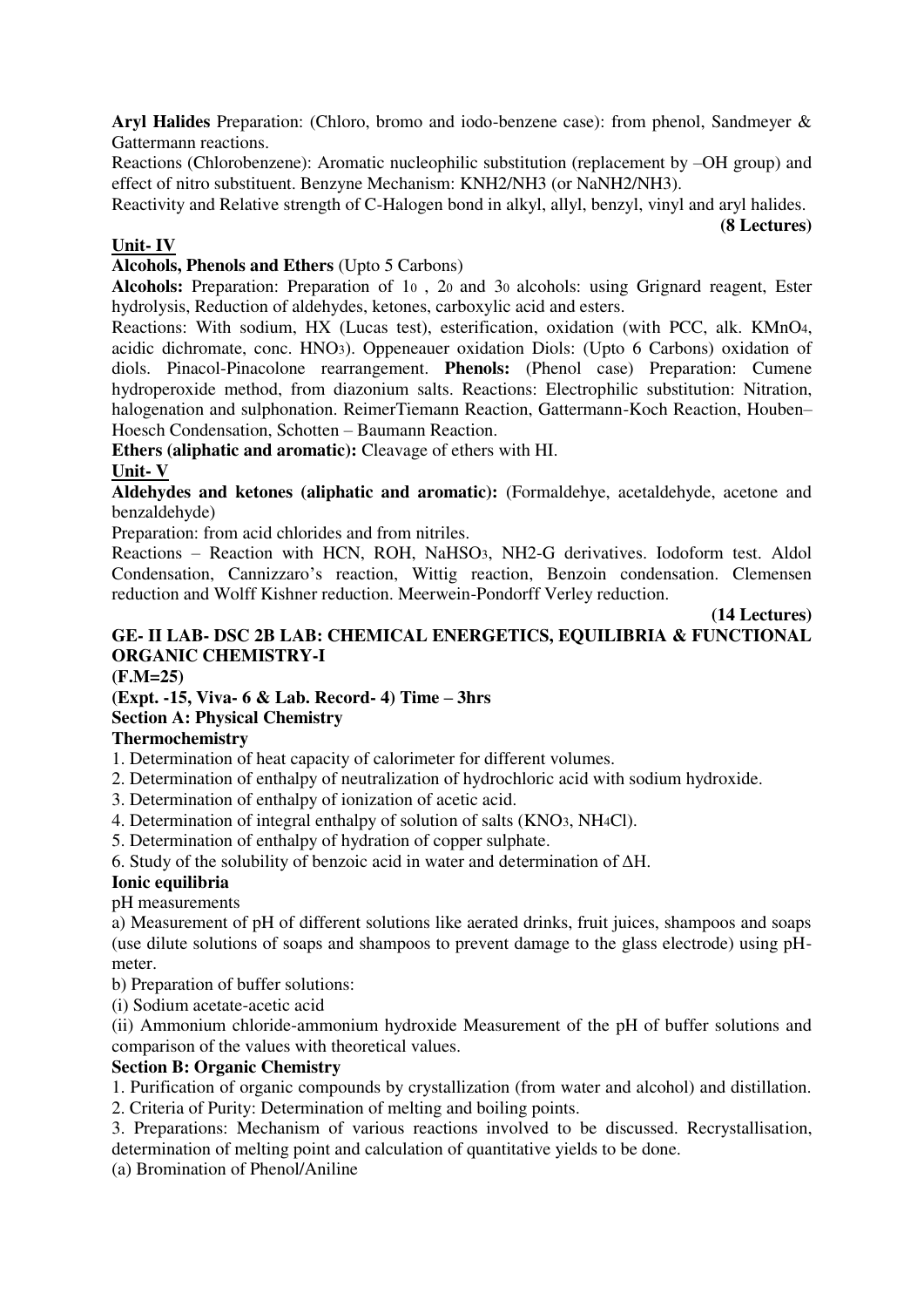**Aryl Halides** Preparation: (Chloro, bromo and iodo-benzene case): from phenol, Sandmeyer & Gattermann reactions.

Reactions (Chlorobenzene): Aromatic nucleophilic substitution (replacement by –OH group) and effect of nitro substituent. Benzyne Mechanism: $KNH_2/NH_3$ (or $NaNH_2/NH_3$).

Reactivity and Relative strength of C-Halogen bond in alkyl, allyl, benzyl, vinyl and aryl halides.

**(8 Lectures)**

## Unit- IV

**Alcohols, Phenols and Ethers** (Upto 5 Carbons)

**Alcohols:** Preparation: Preparation of $1^0$, $2^0$ and $3^0$ alcohols: using Grignard reagent, Ester hydrolysis, Reduction of aldehydes, ketones, carboxylic acid and esters.

Reactions: With sodium, HX (Lucas test), esterification, oxidation (with PCC, alk. $KMnO_4$, acidic dichromate, conc. $HNO_3$). Oppeneauer oxidation Diols: (Upto 6 Carbons) oxidation of diols. Pinacol-Pinacolone rearrangement. **Phenols:** (Phenol case) Preparation: Cumene hydroperoxide method, from diazonium salts. Reactions: Electrophilic substitution: Nitration, halogenation and sulphonation. ReimerTiemann Reaction, Gattermann-Koch Reaction, Houben–Hoesch Condensation, Schotten – Baumann Reaction.

**Ethers (aliphatic and aromatic):** Cleavage of ethers with HI.

## Unit- V

**Aldehydes and ketones (aliphatic and aromatic):** (Formaldehye, acetaldehyde, acetone and benzaldehyde)

Preparation: from acid chlorides and from nitriles.

Reactions – Reaction with HCN, ROH, $NaHSO_3$, $NH_2$-G derivatives. Iodoform test. Aldol Condensation, Cannizzaro's reaction, Wittig reaction, Benzoin condensation. Clemensen reduction and Wolff Kishner reduction. Meerwein-Pondorff Verley reduction.

**(14 Lectures)**

## GE- II LAB- DSC 2B LAB: CHEMICAL ENERGETICS, EQUILIBRIA & FUNCTIONAL ORGANIC CHEMISTRY-I

**(F.M=25)**

**(Expt. -15, Viva- 6 & Lab. Record- 4) Time – 3hrs**

### Section A: Physical Chemistry

**Thermochemistry**

1. Determination of heat capacity of calorimeter for different volumes.
2. Determination of enthalpy of neutralization of hydrochloric acid with sodium hydroxide.
3. Determination of enthalpy of ionization of acetic acid.
4. Determination of integral enthalpy of solution of salts ($KNO_3$, $NH_4Cl$).
5. Determination of enthalpy of hydration of copper sulphate.
6. Study of the solubility of benzoic acid in water and determination of $\Delta H$.

**Ionic equilibria**

pH measurements

a) Measurement of pH of different solutions like aerated drinks, fruit juices, shampoos and soaps (use dilute solutions of soaps and shampoos to prevent damage to the glass electrode) using pH-meter.

b) Preparation of buffer solutions:

(i) Sodium acetate-acetic acid

(ii) Ammonium chloride-ammonium hydroxide Measurement of the pH of buffer solutions and comparison of the values with theoretical values.

### Section B: Organic Chemistry

1. Purification of organic compounds by crystallization (from water and alcohol) and distillation.
2. Criteria of Purity: Determination of melting and boiling points.
3. Preparations: Mechanism of various reactions involved to be discussed. Recrystallisation, determination of melting point and calculation of quantitative yields to be done.

(a) Bromination of Phenol/Aniline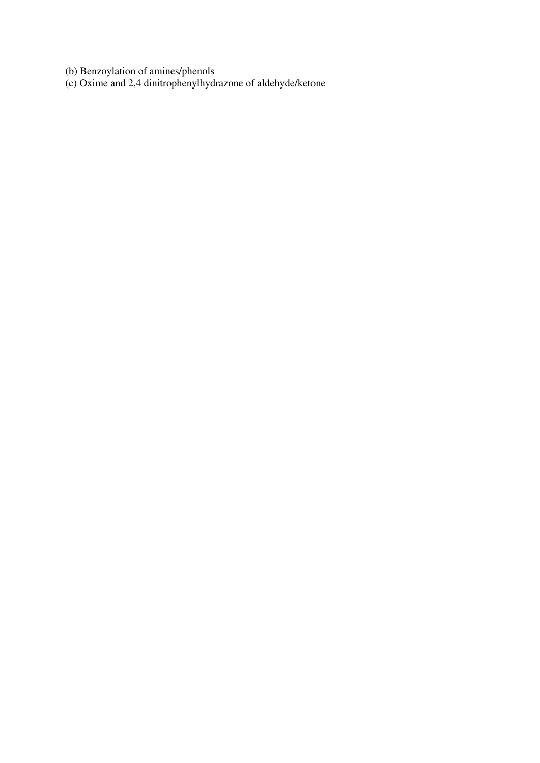(b) Benzoylation of amines/phenols

(c) Oxime and 2,4 dinitrophenylhydrazone of aldehyde/ketone